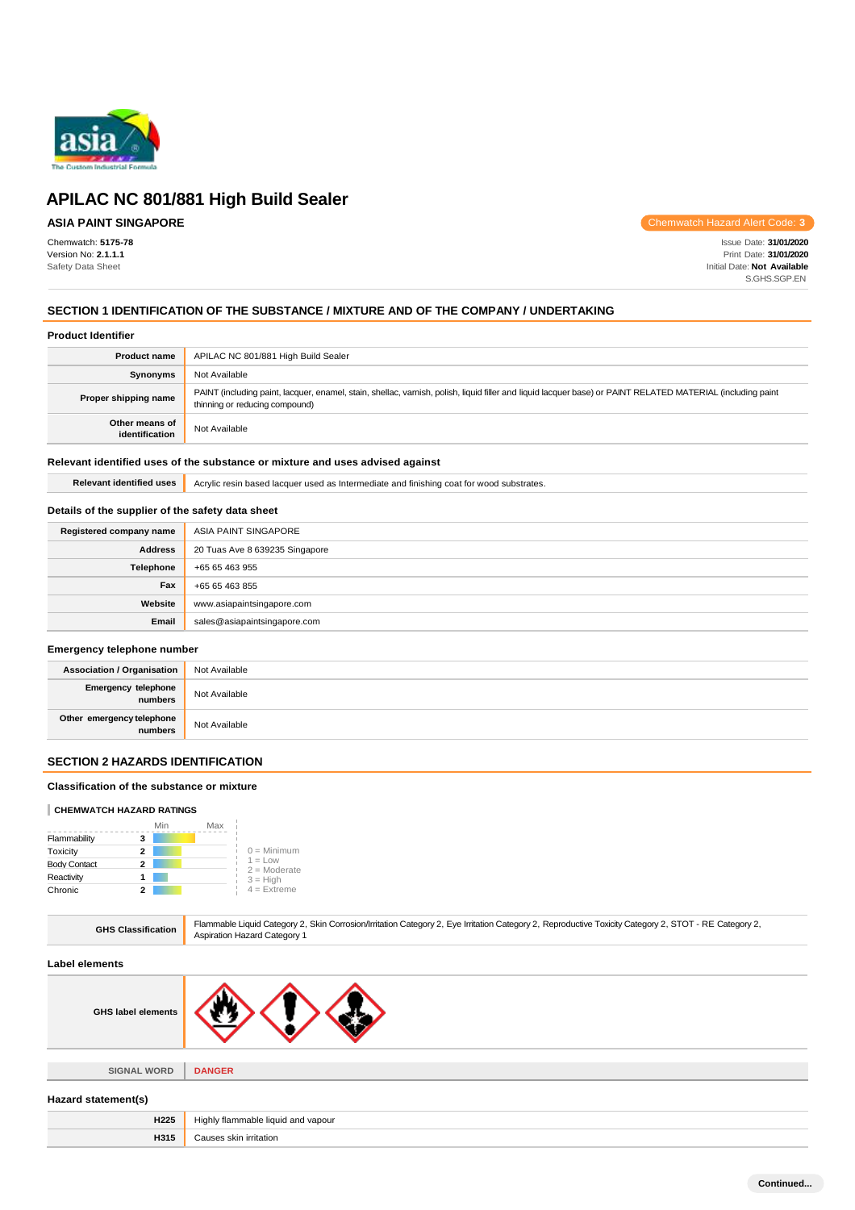# APILAC NC 801/881 High Build Sealer

**ASIA PAINT SINGAPORE**

Chemwatch Hazard Alert Code: **3**

Chemwatch: **5175-78**
Version No: **2.1.1.1**
Safety Data Sheet

Issue Date: **31/01/2020**
Print Date: **31/01/2020**
Initial Date: **Not Available**
S.GHS.SGP.EN

## SECTION 1 IDENTIFICATION OF THE SUBSTANCE / MIXTURE AND OF THE COMPANY / UNDERTAKING

### Product Identifier

| | |
|---|---|
| **Product name** | APILAC NC 801/881 High Build Sealer |
| **Synonyms** | Not Available |
| **Proper shipping name** | PAINT (including paint, lacquer, enamel, stain, shellac, varnish, polish, liquid filler and liquid lacquer base) or PAINT RELATED MATERIAL (including paint thinning or reducing compound) |
| **Other means of identification** | Not Available |

### Relevant identified uses of the substance or mixture and uses advised against

| | |
|---|---|
| **Relevant identified uses** | Acrylic resin based lacquer used as Intermediate and finishing coat for wood substrates. |

### Details of the supplier of the safety data sheet

| | |
|---|---|
| **Registered company name** | ASIA PAINT SINGAPORE |
| **Address** | 20 Tuas Ave 8 639235 Singapore |
| **Telephone** | +65 65 463 955 |
| **Fax** | +65 65 463 855 |
| **Website** | www.asiapaintsingapore.com |
| **Email** | sales@asiapaintsingapore.com |

### Emergency telephone number

| | |
|---|---|
| **Association / Organisation** | Not Available |
| **Emergency telephone numbers** | Not Available |
| **Other emergency telephone numbers** | Not Available |

## SECTION 2 HAZARDS IDENTIFICATION

### Classification of the substance or mixture

**CHEMWATCH HAZARD RATINGS**

| | Rating |
|---|---|
| Flammability | 3 |
| Toxicity | 2 |
| Body Contact | 2 |
| Reactivity | 1 |
| Chronic | 2 |

0 = Minimum
1 = Low
2 = Moderate
3 = High
4 = Extreme

| | |
|---|---|
| **GHS Classification** | Flammable Liquid Category 2, Skin Corrosion/Irritation Category 2, Eye Irritation Category 2, Reproductive Toxicity Category 2, STOT - RE Category 2, Aspiration Hazard Category 1 |

### Label elements

| | |
|---|---|
| **GHS label elements** | |
| **SIGNAL WORD** | **DANGER** |

### Hazard statement(s)

| | |
|---|---|
| **H225** | Highly flammable liquid and vapour |
| **H315** | Causes skin irritation |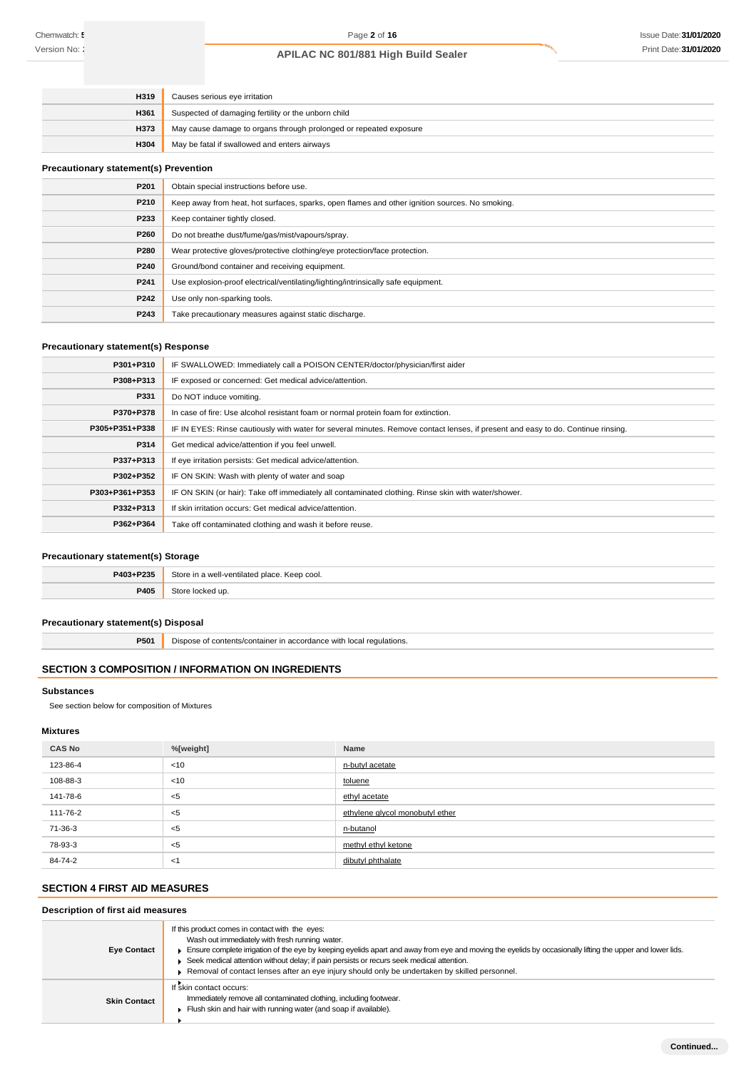| | |
|---|---|
| H319 | Causes serious eye irritation |
| H361 | Suspected of damaging fertility or the unborn child |
| H373 | May cause damage to organs through prolonged or repeated exposure |
| H304 | May be fatal if swallowed and enters airways |

### Precautionary statement(s) Prevention

| | |
|---|---|
| P201 | Obtain special instructions before use. |
| P210 | Keep away from heat, hot surfaces, sparks, open flames and other ignition sources. No smoking. |
| P233 | Keep container tightly closed. |
| P260 | Do not breathe dust/fume/gas/mist/vapours/spray. |
| P280 | Wear protective gloves/protective clothing/eye protection/face protection. |
| P240 | Ground/bond container and receiving equipment. |
| P241 | Use explosion-proof electrical/ventilating/lighting/intrinsically safe equipment. |
| P242 | Use only non-sparking tools. |
| P243 | Take precautionary measures against static discharge. |

### Precautionary statement(s) Response

| | |
|---|---|
| P301+P310 | IF SWALLOWED: Immediately call a POISON CENTER/doctor/physician/first aider |
| P308+P313 | IF exposed or concerned: Get medical advice/attention. |
| P331 | Do NOT induce vomiting. |
| P370+P378 | In case of fire: Use alcohol resistant foam or normal protein foam for extinction. |
| P305+P351+P338 | IF IN EYES: Rinse cautiously with water for several minutes. Remove contact lenses, if present and easy to do. Continue rinsing. |
| P314 | Get medical advice/attention if you feel unwell. |
| P337+P313 | If eye irritation persists: Get medical advice/attention. |
| P302+P352 | IF ON SKIN: Wash with plenty of water and soap |
| P303+P361+P353 | IF ON SKIN (or hair): Take off immediately all contaminated clothing. Rinse skin with water/shower. |
| P332+P313 | If skin irritation occurs: Get medical advice/attention. |
| P362+P364 | Take off contaminated clothing and wash it before reuse. |

### Precautionary statement(s) Storage

| | |
|---|---|
| P403+P235 | Store in a well-ventilated place. Keep cool. |
| P405 | Store locked up. |

### Precautionary statement(s) Disposal

| | |
|---|---|
| P501 | Dispose of contents/container in accordance with local regulations. |

## SECTION 3 COMPOSITION / INFORMATION ON INGREDIENTS

### Substances

See section below for composition of Mixtures

### Mixtures

| CAS No | %[weight] | Name |
|---|---|---|
| 123-86-4 | <10 | n-butyl acetate |
| 108-88-3 | <10 | toluene |
| 141-78-6 | <5 | ethyl acetate |
| 111-76-2 | <5 | ethylene glycol monobutyl ether |
| 71-36-3 | <5 | n-butanol |
| 78-93-3 | <5 | methyl ethyl ketone |
| 84-74-2 | <1 | dibutyl phthalate |

## SECTION 4 FIRST AID MEASURES

### Description of first aid measures

| | |
|---|---|
| Eye Contact | If this product comes in contact with the eyes:<br>Wash out immediately with fresh running water.<br>- Ensure complete irrigation of the eye by keeping eyelids apart and away from eye and moving the eyelids by occasionally lifting the upper and lower lids.<br>- Seek medical attention without delay; if pain persists or recurs seek medical attention.<br>- Removal of contact lenses after an eye injury should only be undertaken by skilled personnel. |
| Skin Contact | If skin contact occurs:<br>Immediately remove all contaminated clothing, including footwear.<br>- Flush skin and hair with running water (and soap if available). |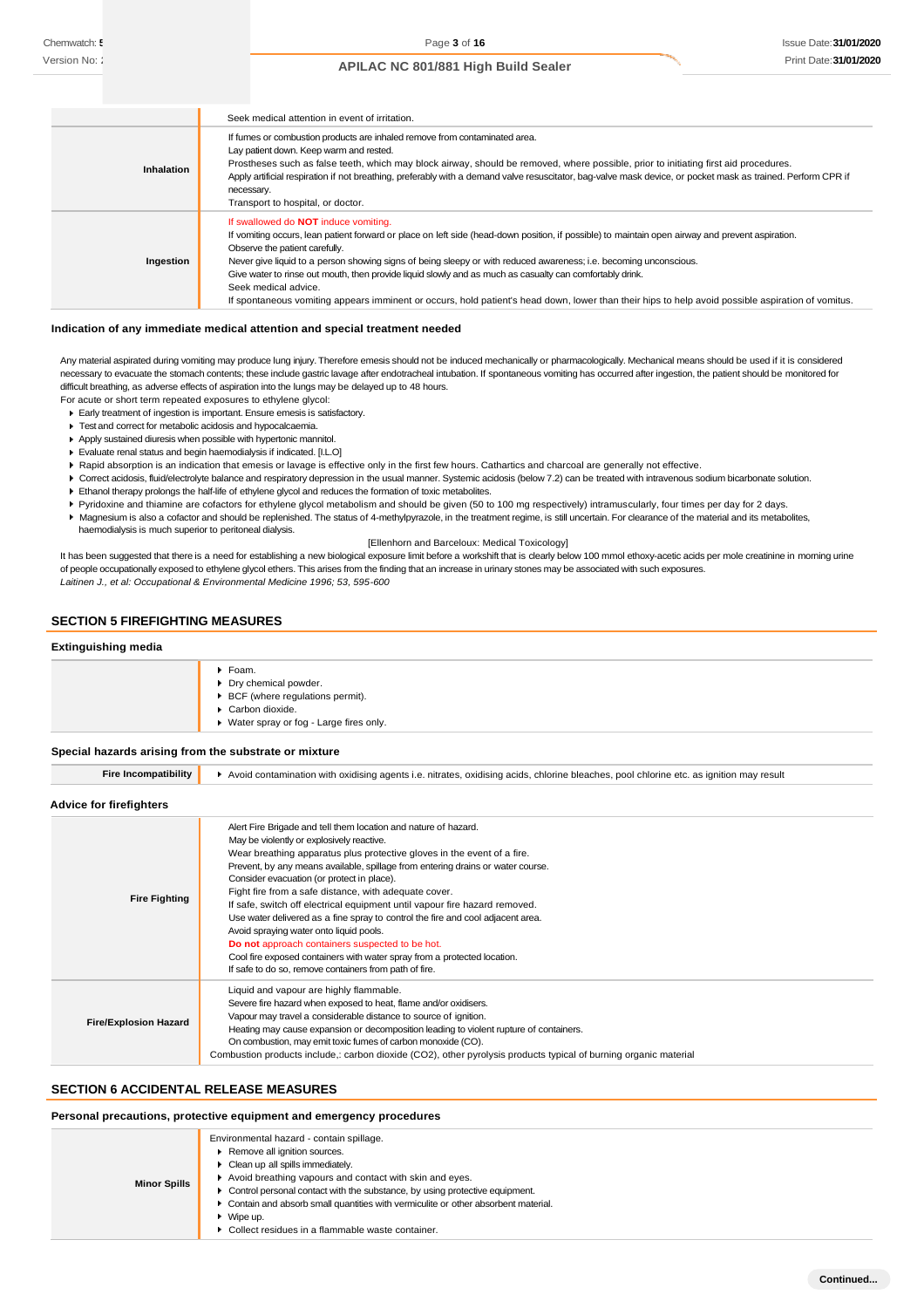| | |
|---|---|
| | Seek medical attention in event of irritation. |
| **Inhalation** | If fumes or combustion products are inhaled remove from contaminated area.<br>Lay patient down. Keep warm and rested.<br>Prostheses such as false teeth, which may block airway, should be removed, where possible, prior to initiating first aid procedures.<br>Apply artificial respiration if not breathing, preferably with a demand valve resuscitator, bag-valve mask device, or pocket mask as trained. Perform CPR if necessary.<br>Transport to hospital, or doctor. |
| **Ingestion** | If swallowed do **NOT** induce vomiting.<br>If vomiting occurs, lean patient forward or place on left side (head-down position, if possible) to maintain open airway and prevent aspiration.<br>Observe the patient carefully.<br>Never give liquid to a person showing signs of being sleepy or with reduced awareness; i.e. becoming unconscious.<br>Give water to rinse out mouth, then provide liquid slowly and as much as casualty can comfortably drink.<br>Seek medical advice.<br>If spontaneous vomiting appears imminent or occurs, hold patient's head down, lower than their hips to help avoid possible aspiration of vomitus. |

### Indication of any immediate medical attention and special treatment needed

Any material aspirated during vomiting may produce lung injury. Therefore emesis should not be induced mechanically or pharmacologically. Mechanical means should be used if it is considered necessary to evacuate the stomach contents; these include gastric lavage after endotracheal intubation. If spontaneous vomiting has occurred after ingestion, the patient should be monitored for difficult breathing, as adverse effects of aspiration into the lungs may be delayed up to 48 hours.

For acute or short term repeated exposures to ethylene glycol:

- Early treatment of ingestion is important. Ensure emesis is satisfactory.
- Test and correct for metabolic acidosis and hypocalcaemia.
- Apply sustained diuresis when possible with hypertonic mannitol.
- Evaluate renal status and begin haemodialysis if indicated. [I.L.O]
- Rapid absorption is an indication that emesis or lavage is effective only in the first few hours. Cathartics and charcoal are generally not effective.
- Correct acidosis, fluid/electrolyte balance and respiratory depression in the usual manner. Systemic acidosis (below 7.2) can be treated with intravenous sodium bicarbonate solution.
- Ethanol therapy prolongs the half-life of ethylene glycol and reduces the formation of toxic metabolites.
- Pyridoxine and thiamine are cofactors for ethylene glycol metabolism and should be given (50 to 100 mg respectively) intramuscularly, four times per day for 2 days.
- Magnesium is also a cofactor and should be replenished. The status of 4-methylpyrazole, in the treatment regime, is still uncertain. For clearance of the material and its metabolites, haemodialysis is much superior to peritoneal dialysis.

[Ellenhorn and Barceloux: Medical Toxicology]

It has been suggested that there is a need for establishing a new biological exposure limit before a workshift that is clearly below 100 mmol ethoxy-acetic acids per mole creatinine in morning urine of people occupationally exposed to ethylene glycol ethers. This arises from the finding that an increase in urinary stones may be associated with such exposures.

*Laitinen J., et al: Occupational & Environmental Medicine 1996; 53, 595-600*

## SECTION 5 FIREFIGHTING MEASURES

### Extinguishing media

- Foam.
- Dry chemical powder.
- BCF (where regulations permit).
- Carbon dioxide.
- Water spray or fog - Large fires only.

### Special hazards arising from the substrate or mixture

| | |
|---|---|
| **Fire Incompatibility** | Avoid contamination with oxidising agents i.e. nitrates, oxidising acids, chlorine bleaches, pool chlorine etc. as ignition may result |

### Advice for firefighters

| | |
|---|---|
| **Fire Fighting** | Alert Fire Brigade and tell them location and nature of hazard.<br>May be violently or explosively reactive.<br>Wear breathing apparatus plus protective gloves in the event of a fire.<br>Prevent, by any means available, spillage from entering drains or water course.<br>Consider evacuation (or protect in place).<br>Fight fire from a safe distance, with adequate cover.<br>If safe, switch off electrical equipment until vapour fire hazard removed.<br>Use water delivered as a fine spray to control the fire and cool adjacent area.<br>Avoid spraying water onto liquid pools.<br>**Do not** approach containers suspected to be hot.<br>Cool fire exposed containers with water spray from a protected location.<br>If safe to do so, remove containers from path of fire. |
| **Fire/Explosion Hazard** | Liquid and vapour are highly flammable.<br>Severe fire hazard when exposed to heat, flame and/or oxidisers.<br>Vapour may travel a considerable distance to source of ignition.<br>Heating may cause expansion or decomposition leading to violent rupture of containers.<br>On combustion, may emit toxic fumes of carbon monoxide (CO).<br>Combustion products include,: carbon dioxide ($CO_2$), other pyrolysis products typical of burning organic material |

## SECTION 6 ACCIDENTAL RELEASE MEASURES

### Personal precautions, protective equipment and emergency procedures

| | |
|---|---|
| **Minor Spills** | Environmental hazard - contain spillage.<br>• Remove all ignition sources.<br>• Clean up all spills immediately.<br>• Avoid breathing vapours and contact with skin and eyes.<br>• Control personal contact with the substance, by using protective equipment.<br>• Contain and absorb small quantities with vermiculite or other absorbent material.<br>• Wipe up.<br>• Collect residues in a flammable waste container. |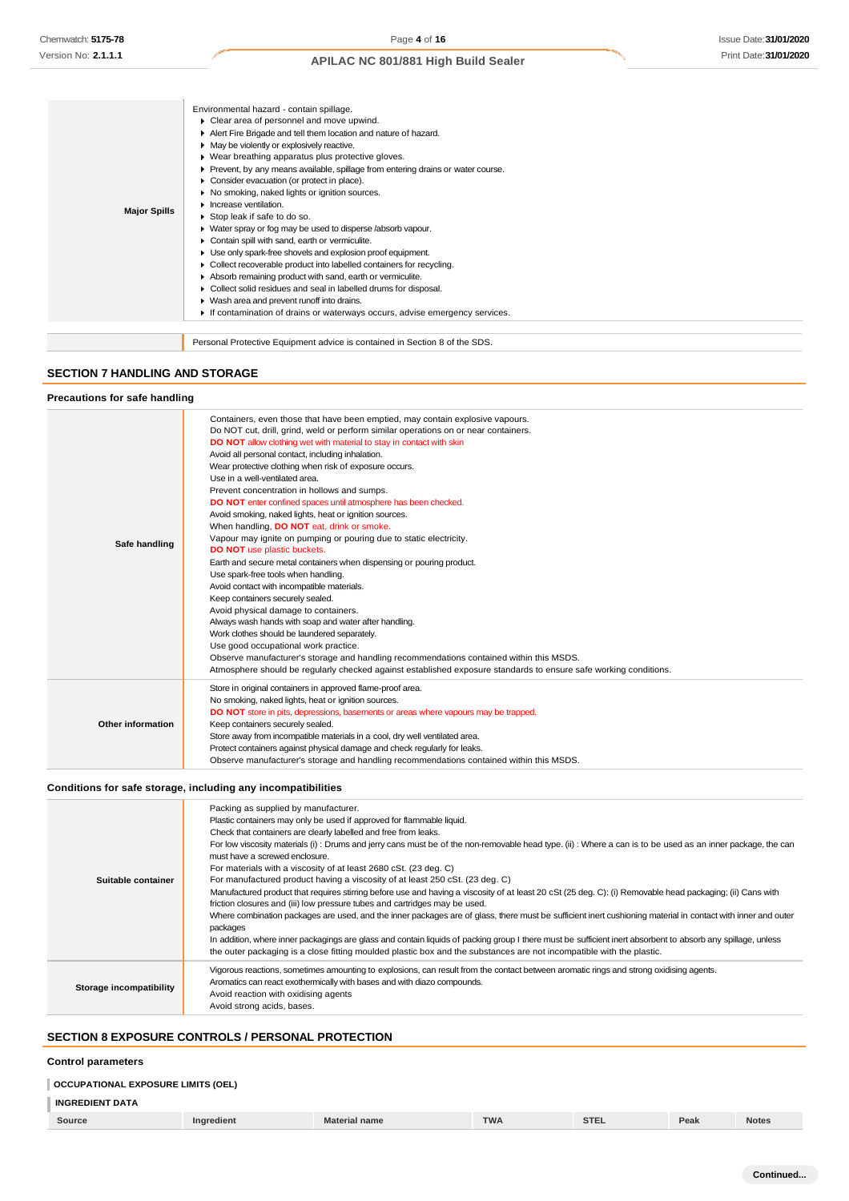| | |
|---|---|
| **Major Spills** | Environmental hazard - contain spillage.<br>▸ Clear area of personnel and move upwind.<br>▸ Alert Fire Brigade and tell them location and nature of hazard.<br>▸ May be violently or explosively reactive.<br>▸ Wear breathing apparatus plus protective gloves.<br>▸ Prevent, by any means available, spillage from entering drains or water course.<br>▸ Consider evacuation (or protect in place).<br>▸ No smoking, naked lights or ignition sources.<br>▸ Increase ventilation.<br>▸ Stop leak if safe to do so.<br>▸ Water spray or fog may be used to disperse /absorb vapour.<br>▸ Contain spill with sand, earth or vermiculite.<br>▸ Use only spark-free shovels and explosion proof equipment.<br>▸ Collect recoverable product into labelled containers for recycling.<br>▸ Absorb remaining product with sand, earth or vermiculite.<br>▸ Collect solid residues and seal in labelled drums for disposal.<br>▸ Wash area and prevent runoff into drains.<br>▸ If contamination of drains or waterways occurs, advise emergency services. |

| | |
|---|---|
| | Personal Protective Equipment advice is contained in Section 8 of the SDS. |

## SECTION 7 HANDLING AND STORAGE

### Precautions for safe handling

| | |
|---|---|
| **Safe handling** | Containers, even those that have been emptied, may contain explosive vapours.<br>Do NOT cut, drill, grind, weld or perform similar operations on or near containers.<br>**DO NOT** allow clothing wet with material to stay in contact with skin<br>Avoid all personal contact, including inhalation.<br>Wear protective clothing when risk of exposure occurs.<br>Use in a well-ventilated area.<br>Prevent concentration in hollows and sumps.<br>**DO NOT** enter confined spaces until atmosphere has been checked.<br>Avoid smoking, naked lights, heat or ignition sources.<br>When handling, **DO NOT** eat, drink or smoke.<br>Vapour may ignite on pumping or pouring due to static electricity.<br>**DO NOT** use plastic buckets.<br>Earth and secure metal containers when dispensing or pouring product.<br>Use spark-free tools when handling.<br>Avoid contact with incompatible materials.<br>Keep containers securely sealed.<br>Avoid physical damage to containers.<br>Always wash hands with soap and water after handling.<br>Work clothes should be laundered separately.<br>Use good occupational work practice.<br>Observe manufacturer's storage and handling recommendations contained within this MSDS.<br>Atmosphere should be regularly checked against established exposure standards to ensure safe working conditions. |
| **Other information** | Store in original containers in approved flame-proof area.<br>No smoking, naked lights, heat or ignition sources.<br>**DO NOT** store in pits, depressions, basements or areas where vapours may be trapped.<br>Keep containers securely sealed.<br>Store away from incompatible materials in a cool, dry well ventilated area.<br>Protect containers against physical damage and check regularly for leaks.<br>Observe manufacturer's storage and handling recommendations contained within this MSDS. |

### Conditions for safe storage, including any incompatibilities

| | |
|---|---|
| **Suitable container** | Packing as supplied by manufacturer.<br>Plastic containers may only be used if approved for flammable liquid.<br>Check that containers are clearly labelled and free from leaks.<br>For low viscosity materials (i) : Drums and jerry cans must be of the non-removable head type. (ii) : Where a can is to be used as an inner package, the can must have a screwed enclosure.<br>For materials with a viscosity of at least 2680 cSt. (23 deg. C)<br>For manufactured product having a viscosity of at least 250 cSt. (23 deg. C)<br>Manufactured product that requires stirring before use and having a viscosity of at least 20 cSt (25 deg. C): (i) Removable head packaging; (ii) Cans with friction closures and (iii) low pressure tubes and cartridges may be used.<br>Where combination packages are used, and the inner packages are of glass, there must be sufficient inert cushioning material in contact with inner and outer packages<br>In addition, where inner packagings are glass and contain liquids of packing group I there must be sufficient inert absorbent to absorb any spillage, unless the outer packaging is a close fitting moulded plastic box and the substances are not incompatible with the plastic. |
| **Storage incompatibility** | Vigorous reactions, sometimes amounting to explosions, can result from the contact between aromatic rings and strong oxidising agents.<br>Aromatics can react exothermically with bases and with diazo compounds.<br>Avoid reaction with oxidising agents<br>Avoid strong acids, bases. |

## SECTION 8 EXPOSURE CONTROLS / PERSONAL PROTECTION

### Control parameters

**OCCUPATIONAL EXPOSURE LIMITS (OEL)**

**INGREDIENT DATA**

| Source | Ingredient | Material name | TWA | STEL | Peak | Notes |
|---|---|---|---|---|---|---|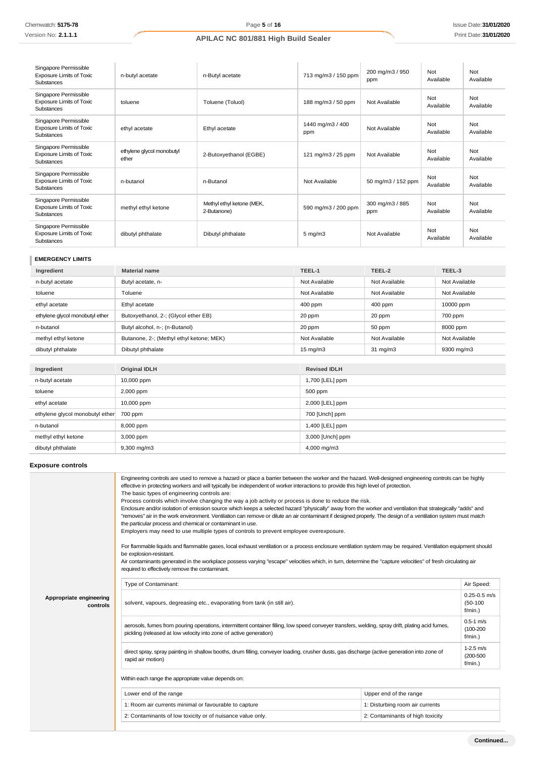| Singapore Permissible Exposure Limits of Toxic Substances | n-butyl acetate | n-Butyl acetate | 713 mg/m3 / 150 ppm | 200 mg/m3 / 950 ppm | Not Available | Not Available |
|---|---|---|---|---|---|---|
| Singapore Permissible Exposure Limits of Toxic Substances | toluene | Toluene (Toluol) | 188 mg/m3 / 50 ppm | Not Available | Not Available | Not Available |
| Singapore Permissible Exposure Limits of Toxic Substances | ethyl acetate | Ethyl acetate | 1440 mg/m3 / 400 ppm | Not Available | Not Available | Not Available |
| Singapore Permissible Exposure Limits of Toxic Substances | ethylene glycol monobutyl ether | 2-Butoxyethanol (EGBE) | 121 mg/m3 / 25 ppm | Not Available | Not Available | Not Available |
| Singapore Permissible Exposure Limits of Toxic Substances | n-butanol | n-Butanol | Not Available | 50 mg/m3 / 152 ppm | Not Available | Not Available |
| Singapore Permissible Exposure Limits of Toxic Substances | methyl ethyl ketone | Methyl ethyl ketone (MEK, 2-Butanone) | 590 mg/m3 / 200 ppm | 300 mg/m3 / 885 ppm | Not Available | Not Available |
| Singapore Permissible Exposure Limits of Toxic Substances | dibutyl phthalate | Dibutyl phthalate | 5 mg/m3 | Not Available | Not Available | Not Available |

**EMERGENCY LIMITS**

| Ingredient | Material name | TEEL-1 | TEEL-2 | TEEL-3 |
|---|---|---|---|---|
| n-butyl acetate | Butyl acetate, n- | Not Available | Not Available | Not Available |
| toluene | Toluene | Not Available | Not Available | Not Available |
| ethyl acetate | Ethyl acetate | 400 ppm | 400 ppm | 10000 ppm |
| ethylene glycol monobutyl ether | Butoxyethanol, 2-; (Glycol ether EB) | 20 ppm | 20 ppm | 700 ppm |
| n-butanol | Butyl alcohol, n-; (n-Butanol) | 20 ppm | 50 ppm | 8000 ppm |
| methyl ethyl ketone | Butanone, 2-; (Methyl ethyl ketone; MEK) | Not Available | Not Available | Not Available |
| dibutyl phthalate | Dibutyl phthalate | 15 mg/m3 | 31 mg/m3 | 9300 mg/m3 |

| Ingredient | Original IDLH | Revised IDLH |
|---|---|---|
| n-butyl acetate | 10,000 ppm | 1,700 [LEL] ppm |
| toluene | 2,000 ppm | 500 ppm |
| ethyl acetate | 10,000 ppm | 2,000 [LEL] ppm |
| ethylene glycol monobutyl ether | 700 ppm | 700 [Unch] ppm |
| n-butanol | 8,000 ppm | 1,400 [LEL] ppm |
| methyl ethyl ketone | 3,000 ppm | 3,000 [Unch] ppm |
| dibutyl phthalate | 9,300 mg/m3 | 4,000 mg/m3 |

### Exposure controls

**Appropriate engineering controls**

Engineering controls are used to remove a hazard or place a barrier between the worker and the hazard. Well-designed engineering controls can be highly effective in protecting workers and will typically be independent of worker interactions to provide this high level of protection.
The basic types of engineering controls are:
Process controls which involve changing the way a job activity or process is done to reduce the risk.
Enclosure and/or isolation of emission source which keeps a selected hazard "physically" away from the worker and ventilation that strategically "adds" and "removes" air in the work environment. Ventilation can remove or dilute an air contaminant if designed properly. The design of a ventilation system must match the particular process and chemical or contaminant in use.
Employers may need to use multiple types of controls to prevent employee overexposure.

For flammable liquids and flammable gases, local exhaust ventilation or a process enclosure ventilation system may be required. Ventilation equipment should be explosion-resistant.
Air contaminants generated in the workplace possess varying "escape" velocities which, in turn, determine the "capture velocities" of fresh circulating air required to effectively remove the contaminant.

| Type of Contaminant: | Air Speed: |
|---|---|
| solvent, vapours, degreasing etc., evaporating from tank (in still air). | 0.25-0.5 m/s (50-100 f/min.) |
| aerosols, fumes from pouring operations, intermittent container filling, low speed conveyer transfers, welding, spray drift, plating acid fumes, pickling (released at low velocity into zone of active generation) | 0.5-1 m/s (100-200 f/min.) |
| direct spray, spray painting in shallow booths, drum filling, conveyer loading, crusher dusts, gas discharge (active generation into zone of rapid air motion) | 1-2.5 m/s (200-500 f/min.) |

Within each range the appropriate value depends on:

| Lower end of the range | Upper end of the range |
|---|---|
| 1: Room air currents minimal or favourable to capture | 1: Disturbing room air currents |
| 2: Contaminants of low toxicity or of nuisance value only. | 2: Contaminants of high toxicity |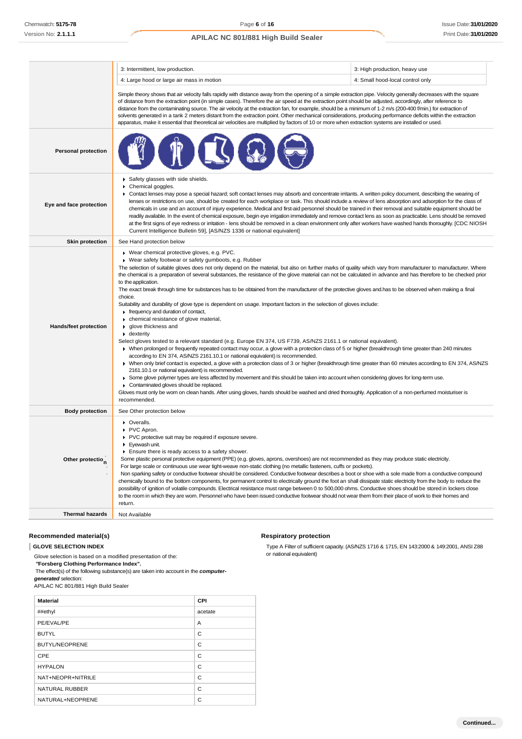| | | |
|---|---|---|
| | 3: Intermittent, low production. | 3: High production, heavy use |
| | 4: Large hood or large air mass in motion | 4: Small hood-local control only |
| | Simple theory shows that air velocity falls rapidly with distance away from the opening of a simple extraction pipe. Velocity generally decreases with the square of distance from the extraction point (in simple cases). Therefore the air speed at the extraction point should be adjusted, accordingly, after reference to distance from the contaminating source. The air velocity at the extraction fan, for example, should be a minimum of 1-2 m/s (200-400 f/min.) for extraction of solvents generated in a tank 2 meters distant from the extraction point. Other mechanical considerations, producing performance deficits within the extraction apparatus, make it essential that theoretical air velocities are multiplied by factors of 10 or more when extraction systems are installed or used. | |

| | |
|---|---|
| **Personal protection** | |
| **Eye and face protection** | ▸ Safety glasses with side shields.<br>▸ Chemical goggles.<br>▸ Contact lenses may pose a special hazard; soft contact lenses may absorb and concentrate irritants. A written policy document, describing the wearing of lenses or restrictions on use, should be created for each workplace or task. This should include a review of lens absorption and adsorption for the class of chemicals in use and an account of injury experience. Medical and first-aid personnel should be trained in their removal and suitable equipment should be readily available. In the event of chemical exposure, begin eye irrigation immediately and remove contact lens as soon as practicable. Lens should be removed at the first signs of eye redness or irritation - lens should be removed in a clean environment only after workers have washed hands thoroughly. [CDC NIOSH Current Intelligence Bulletin 59], [AS/NZS 1336 or national equivalent] |
| **Skin protection** | See Hand protection below |
| **Hands/feet protection** | ▸ Wear chemical protective gloves, e.g. PVC.<br>▸ Wear safety footwear or safety gumboots, e.g. Rubber<br>The selection of suitable gloves does not only depend on the material, but also on further marks of quality which vary from manufacturer to manufacturer. Where the chemical is a preparation of several substances, the resistance of the glove material can not be calculated in advance and has therefore to be checked prior to the application.<br>The exact break through time for substances has to be obtained from the manufacturer of the protective gloves and.has to be observed when making a final choice.<br>Suitability and durability of glove type is dependent on usage. Important factors in the selection of gloves include:<br>▸ frequency and duration of contact,<br>▸ chemical resistance of glove material,<br>▸ glove thickness and<br>▸ dexterity<br>Select gloves tested to a relevant standard (e.g. Europe EN 374, US F739, AS/NZS 2161.1 or national equivalent).<br>▸ When prolonged or frequently repeated contact may occur, a glove with a protection class of 5 or higher (breakthrough time greater than 240 minutes according to EN 374, AS/NZS 2161.10.1 or national equivalent) is recommended.<br>▸ When only brief contact is expected, a glove with a protection class of 3 or higher (breakthrough time greater than 60 minutes according to EN 374, AS/NZS 2161.10.1 or national equivalent) is recommended.<br>▸ Some glove polymer types are less affected by movement and this should be taken into account when considering gloves for long-term use.<br>▸ Contaminated gloves should be replaced.<br>Gloves must only be worn on clean hands. After using gloves, hands should be washed and dried thoroughly. Application of a non-perfumed moisturiser is recommended. |
| **Body protection** | See Other protection below |
| **Other protection** | ▸ Overalls.<br>▸ PVC Apron.<br>▸ PVC protective suit may be required if exposure severe.<br>▸ Eyewash unit.<br>▸ Ensure there is ready access to a safety shower.<br>Some plastic personal protective equipment (PPE) (e.g. gloves, aprons, overshoes) are not recommended as they may produce static electricity.<br>For large scale or continuous use wear tight-weave non-static clothing (no metallic fasteners, cuffs or pockets).<br>Non sparking safety or conductive footwear should be considered. Conductive footwear describes a boot or shoe with a sole made from a conductive compound chemically bound to the bottom components, for permanent control to electrically ground the foot an shall dissipate static electricity from the body to reduce the possibility of ignition of volatile compounds. Electrical resistance must range between 0 to 500,000 ohms. Conductive shoes should be stored in lockers close to the room in which they are worn. Personnel who have been issued conductive footwear should not wear them from their place of work to their homes and return. |
| **Thermal hazards** | Not Available |

### Recommended material(s)

**GLOVE SELECTION INDEX**

Glove selection is based on a modified presentation of the:
*"Forsberg Clothing Performance Index".*
The effect(s) of the following substance(s) are taken into account in the ***computer-generated*** selection:
APILAC NC 801/881 High Build Sealer

| Material | CPI |
|---|---|
| ##ethyl | acetate |
| PE/EVAL/PE | A |
| BUTYL | C |
| BUTYL/NEOPRENE | C |
| CPE | C |
| HYPALON | C |
| NAT+NEOPR+NITRILE | C |
| NATURAL RUBBER | C |
| NATURAL+NEOPRENE | C |

### Respiratory protection

Type A Filter of sufficient capacity. (AS/NZS 1716 & 1715, EN 143:2000 & 149:2001, ANSI Z88 or national equivalent)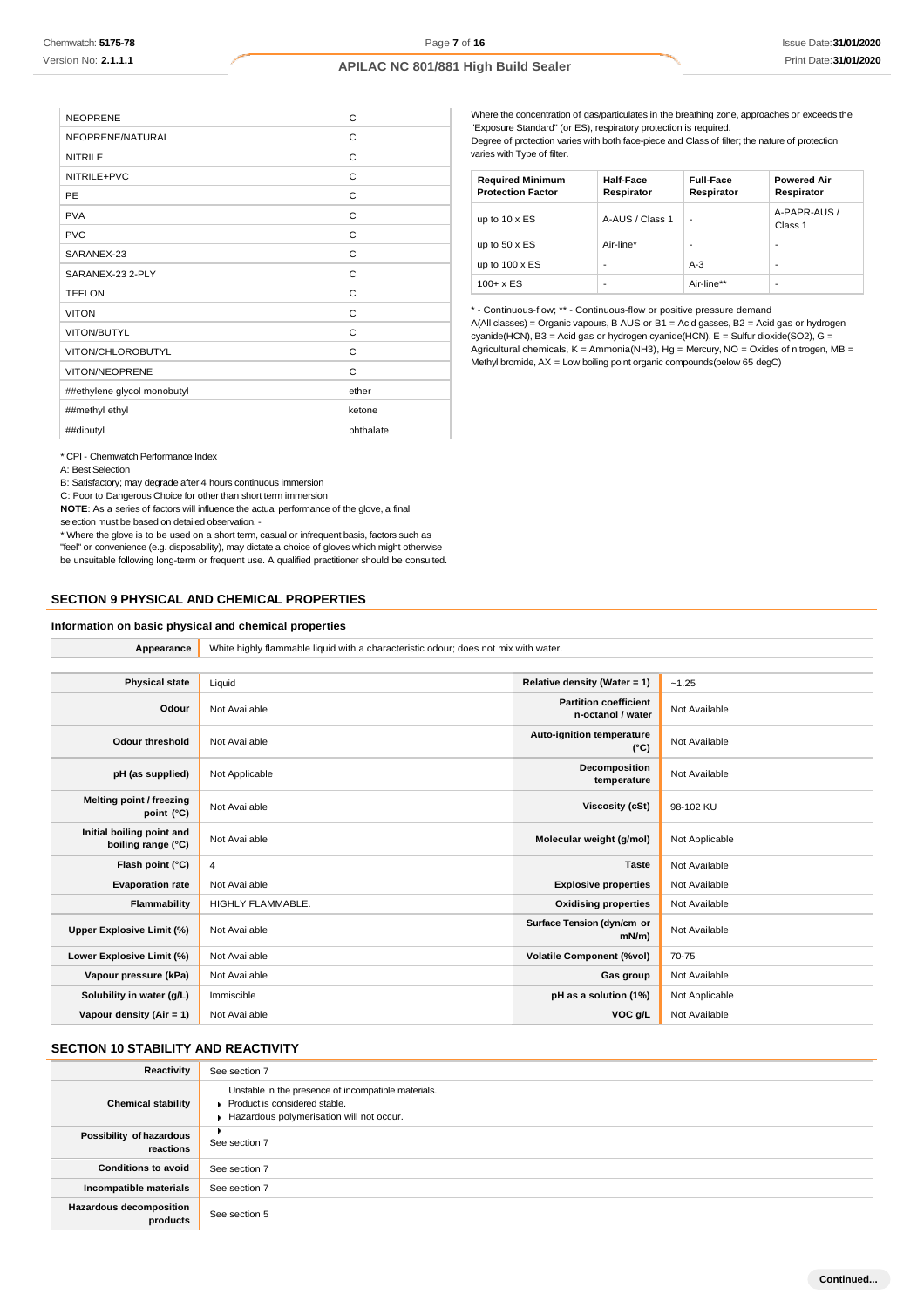| | |
|---|---|
| NEOPRENE | C |
| NEOPRENE/NATURAL | C |
| NITRILE | C |
| NITRILE+PVC | C |
| PE | C |
| PVA | C |
| PVC | C |
| SARANEX-23 | C |
| SARANEX-23 2-PLY | C |
| TEFLON | C |
| VITON | C |
| VITON/BUTYL | C |
| VITON/CHLOROBUTYL | C |
| VITON/NEOPRENE | C |
| ##ethylene glycol monobutyl | ether |
| ##methyl ethyl | ketone |
| ##dibutyl | phthalate |

* CPI - Chemwatch Performance Index

A: Best Selection

B: Satisfactory; may degrade after 4 hours continuous immersion

C: Poor to Dangerous Choice for other than short term immersion

**NOTE**: As a series of factors will influence the actual performance of the glove, a final selection must be based on detailed observation. -

* Where the glove is to be used on a short term, casual or infrequent basis, factors such as "feel" or convenience (e.g. disposability), may dictate a choice of gloves which might otherwise be unsuitable following long-term or frequent use. A qualified practitioner should be consulted.

Where the concentration of gas/particulates in the breathing zone, approaches or exceeds the "Exposure Standard" (or ES), respiratory protection is required.

Degree of protection varies with both face-piece and Class of filter; the nature of protection varies with Type of filter.

| Required Minimum Protection Factor | Half-Face Respirator | Full-Face Respirator | Powered Air Respirator |
|---|---|---|---|
| up to 10 x ES | A-AUS / Class 1 | - | A-PAPR-AUS / Class 1 |
| up to 50 x ES | Air-line* | - | - |
| up to 100 x ES | - | A-3 | - |
| 100+ x ES | - | Air-line** | - |

* - Continuous-flow; ** - Continuous-flow or positive pressure demand

A(All classes) = Organic vapours, B AUS or B1 = Acid gasses, B2 = Acid gas or hydrogen cyanide(HCN), B3 = Acid gas or hydrogen cyanide(HCN), E = Sulfur dioxide(SO2), G = Agricultural chemicals, K = Ammonia(NH3), Hg = Mercury, NO = Oxides of nitrogen, MB = Methyl bromide, AX = Low boiling point organic compounds(below 65 degC)

## SECTION 9 PHYSICAL AND CHEMICAL PROPERTIES

### Information on basic physical and chemical properties

| | |
|---|---|
| **Appearance** | White highly flammable liquid with a characteristic odour; does not mix with water. |

| | | | |
|---|---|---|---|
| **Physical state** | Liquid | **Relative density (Water = 1)** | ~1.25 |
| **Odour** | Not Available | **Partition coefficient n-octanol / water** | Not Available |
| **Odour threshold** | Not Available | **Auto-ignition temperature (°C)** | Not Available |
| **pH (as supplied)** | Not Applicable | **Decomposition temperature** | Not Available |
| **Melting point / freezing point (°C)** | Not Available | **Viscosity (cSt)** | 98-102 KU |
| **Initial boiling point and boiling range (°C)** | Not Available | **Molecular weight (g/mol)** | Not Applicable |
| **Flash point (°C)** | 4 | **Taste** | Not Available |
| **Evaporation rate** | Not Available | **Explosive properties** | Not Available |
| **Flammability** | HIGHLY FLAMMABLE. | **Oxidising properties** | Not Available |
| **Upper Explosive Limit (%)** | Not Available | **Surface Tension (dyn/cm or mN/m)** | Not Available |
| **Lower Explosive Limit (%)** | Not Available | **Volatile Component (%vol)** | 70-75 |
| **Vapour pressure (kPa)** | Not Available | **Gas group** | Not Available |
| **Solubility in water (g/L)** | Immiscible | **pH as a solution (1%)** | Not Applicable |
| **Vapour density (Air = 1)** | Not Available | **VOC g/L** | Not Available |

## SECTION 10 STABILITY AND REACTIVITY

| | |
|---|---|
| **Reactivity** | See section 7 |
| **Chemical stability** | Unstable in the presence of incompatible materials.<br>▸ Product is considered stable.<br>▸ Hazardous polymerisation will not occur. |
| **Possibility of hazardous reactions** | ▸<br>See section 7 |
| **Conditions to avoid** | See section 7 |
| **Incompatible materials** | See section 7 |
| **Hazardous decomposition products** | See section 5 |

Continued...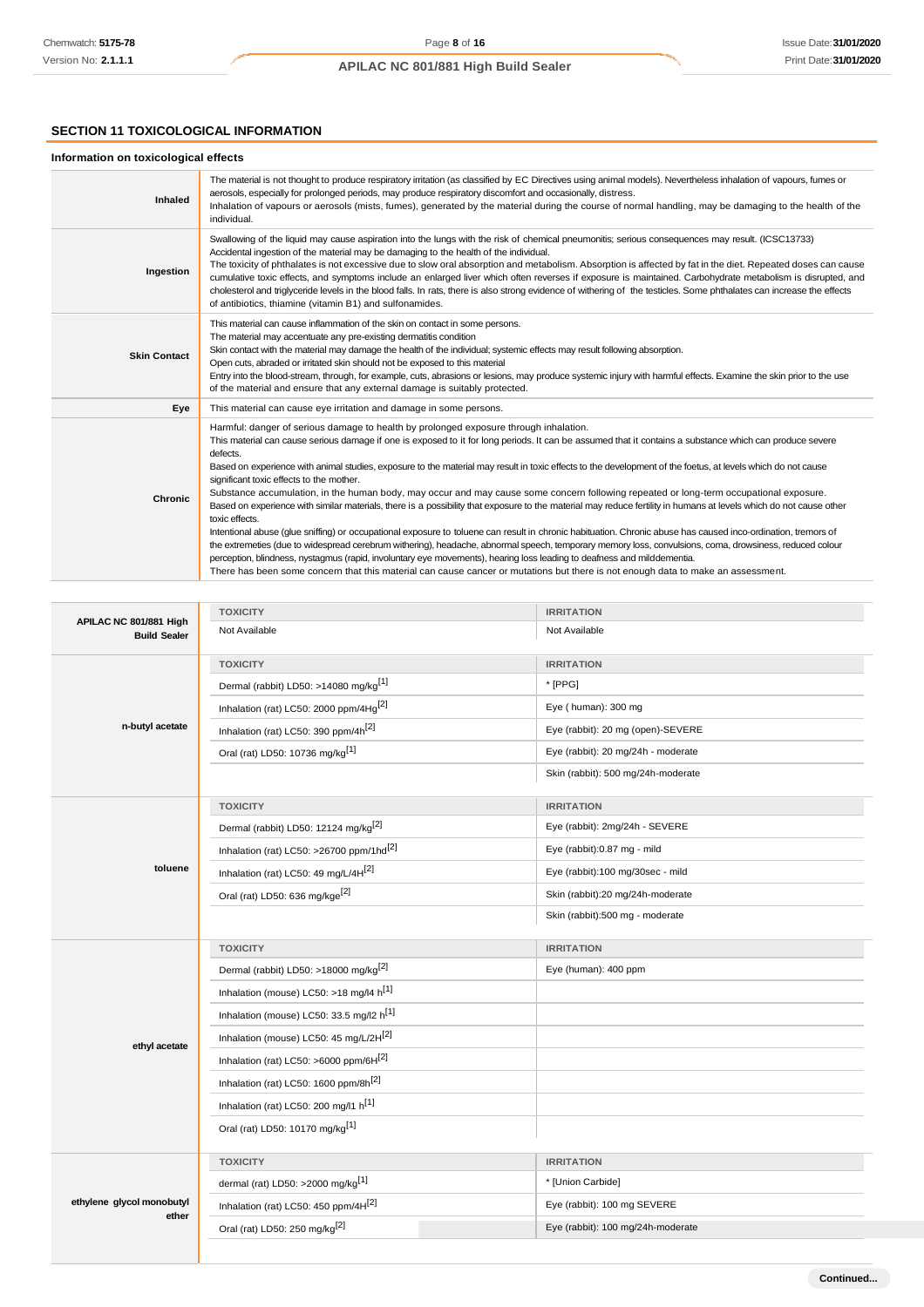## SECTION 11 TOXICOLOGICAL INFORMATION

### Information on toxicological effects

| | |
|---|---|
| **Inhaled** | The material is not thought to produce respiratory irritation (as classified by EC Directives using animal models). Nevertheless inhalation of vapours, fumes or aerosols, especially for prolonged periods, may produce respiratory discomfort and occasionally, distress.<br>Inhalation of vapours or aerosols (mists, fumes), generated by the material during the course of normal handling, may be damaging to the health of the individual. |
| **Ingestion** | Swallowing of the liquid may cause aspiration into the lungs with the risk of chemical pneumonitis; serious consequences may result. (ICSC13733)<br>Accidental ingestion of the material may be damaging to the health of the individual.<br>The toxicity of phthalates is not excessive due to slow oral absorption and metabolism. Absorption is affected by fat in the diet. Repeated doses can cause cumulative toxic effects, and symptoms include an enlarged liver which often reverses if exposure is maintained. Carbohydrate metabolism is disrupted, and cholesterol and triglyceride levels in the blood falls. In rats, there is also strong evidence of withering of the testicles. Some phthalates can increase the effects of antibiotics, thiamine (vitamin B1) and sulfonamides. |
| **Skin Contact** | This material can cause inflammation of the skin on contact in some persons.<br>The material may accentuate any pre-existing dermatitis condition<br>Skin contact with the material may damage the health of the individual; systemic effects may result following absorption.<br>Open cuts, abraded or irritated skin should not be exposed to this material<br>Entry into the blood-stream, through, for example, cuts, abrasions or lesions, may produce systemic injury with harmful effects. Examine the skin prior to the use of the material and ensure that any external damage is suitably protected. |
| **Eye** | This material can cause eye irritation and damage in some persons. |
| **Chronic** | Harmful: danger of serious damage to health by prolonged exposure through inhalation.<br>This material can cause serious damage if one is exposed to it for long periods. It can be assumed that it contains a substance which can produce severe defects.<br>Based on experience with animal studies, exposure to the material may result in toxic effects to the development of the foetus, at levels which do not cause significant toxic effects to the mother.<br>Substance accumulation, in the human body, may occur and may cause some concern following repeated or long-term occupational exposure.<br>Based on experience with similar materials, there is a possibility that exposure to the material may reduce fertility in humans at levels which do not cause other toxic effects.<br>Intentional abuse (glue sniffing) or occupational exposure to toluene can result in chronic habituation. Chronic abuse has caused inco-ordination, tremors of the extremeties (due to widespread cerebrum withering), headache, abnormal speech, temporary memory loss, convulsions, coma, drowsiness, reduced colour perception, blindness, nystagmus (rapid, involuntary eye movements), hearing loss leading to deafness and milddementia.<br>There has been some concern that this material can cause cancer or mutations but there is not enough data to make an assessment. |

| | TOXICITY | IRRITATION |
|---|---|---|
| **APILAC NC 801/881 High Build Sealer** | Not Available | Not Available |
| **n-butyl acetate** | **TOXICITY** | **IRRITATION** |
| | Dermal (rabbit) LD50: >14080 mg/kg[1] | * [PPG] |
| | Inhalation (rat) LC50: 2000 ppm/4Hg[2] | Eye ( human): 300 mg |
| | Inhalation (rat) LC50: 390 ppm/4h[2] | Eye (rabbit): 20 mg (open)-SEVERE |
| | Oral (rat) LD50: 10736 mg/kg[1] | Eye (rabbit): 20 mg/24h - moderate |
| | | Skin (rabbit): 500 mg/24h-moderate |
| **toluene** | **TOXICITY** | **IRRITATION** |
| | Dermal (rabbit) LD50: 12124 mg/kg[2] | Eye (rabbit): 2mg/24h - SEVERE |
| | Inhalation (rat) LC50: >26700 ppm/1hd[2] | Eye (rabbit):0.87 mg - mild |
| | Inhalation (rat) LC50: 49 mg/L/4H[2] | Eye (rabbit):100 mg/30sec - mild |
| | Oral (rat) LD50: 636 mg/kge[2] | Skin (rabbit):20 mg/24h-moderate |
| | | Skin (rabbit):500 mg - moderate |
| **ethyl acetate** | **TOXICITY** | **IRRITATION** |
| | Dermal (rabbit) LD50: >18000 mg/kg[2] | Eye (human): 400 ppm |
| | Inhalation (mouse) LC50: >18 mg/l4 h[1] | |
| | Inhalation (mouse) LC50: 33.5 mg/l2 h[1] | |
| | Inhalation (mouse) LC50: 45 mg/L/2H[2] | |
| | Inhalation (rat) LC50: >6000 ppm/6H[2] | |
| | Inhalation (rat) LC50: 1600 ppm/8h[2] | |
| | Inhalation (rat) LC50: 200 mg/l1 h[1] | |
| | Oral (rat) LD50: 10170 mg/kg[1] | |
| **ethylene glycol monobutyl ether** | **TOXICITY** | **IRRITATION** |
| | dermal (rat) LD50: >2000 mg/kg[1] | * [Union Carbide] |
| | Inhalation (rat) LC50: 450 ppm/4H[2] | Eye (rabbit): 100 mg SEVERE |
| | Oral (rat) LD50: 250 mg/kg[2] | Eye (rabbit): 100 mg/24h-moderate |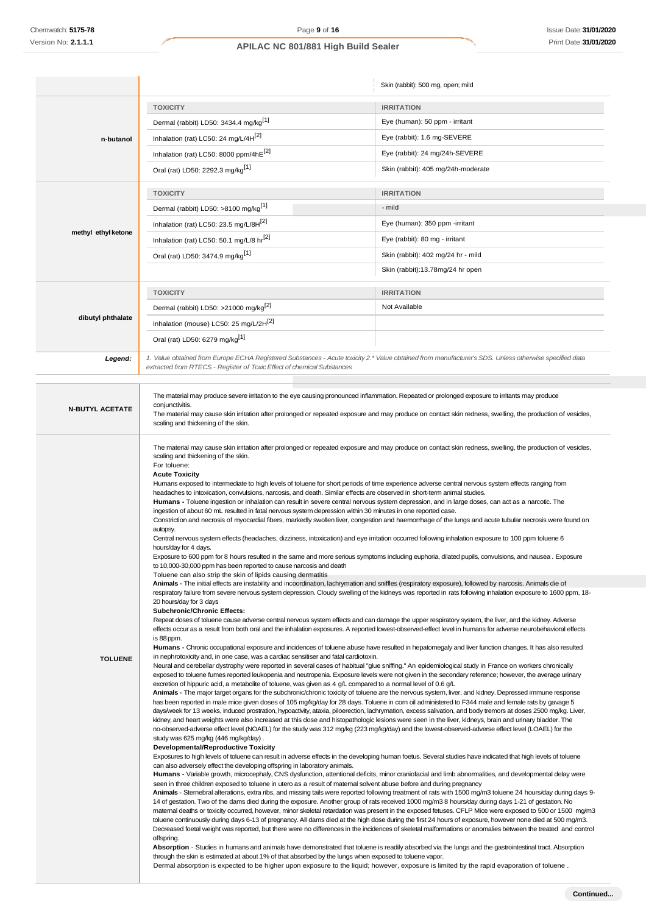| | | |
|---|---|---|
| | | Skin (rabbit): 500 mg, open; mild |
| **n-butanol** | **TOXICITY** | **IRRITATION** |
| | Dermal (rabbit) LD50: 3434.4 mg/kg[1] | Eye (human): 50 ppm - irritant |
| | Inhalation (rat) LC50: 24 mg/L/4H[2] | Eye (rabbit): 1.6 mg-SEVERE |
| | Inhalation (rat) LC50: 8000 ppm/4hE[2] | Eye (rabbit): 24 mg/24h-SEVERE |
| | Oral (rat) LD50: 2292.3 mg/kg[1] | Skin (rabbit): 405 mg/24h-moderate |
| **methyl ethyl ketone** | **TOXICITY** | **IRRITATION** |
| | Dermal (rabbit) LD50: >8100 mg/kg[1] | - mild |
| | Inhalation (rat) LC50: 23.5 mg/L/8H[2] | Eye (human): 350 ppm -irritant |
| | Inhalation (rat) LC50: 50.1 mg/L/8 hr[2] | Eye (rabbit): 80 mg - irritant |
| | Oral (rat) LD50: 3474.9 mg/kg[1] | Skin (rabbit): 402 mg/24 hr - mild |
| | | Skin (rabbit):13.78mg/24 hr open |
| **dibutyl phthalate** | **TOXICITY** | **IRRITATION** |
| | Dermal (rabbit) LD50: >21000 mg/kg[2] | Not Available |
| | Inhalation (mouse) LC50: 25 mg/L/2H[2] | |
| | Oral (rat) LD50: 6279 mg/kg[1] | |
| ***Legend:*** | *1. Value obtained from Europe ECHA Registered Substances - Acute toxicity 2.* Value obtained from manufacturer's SDS. Unless otherwise specified data extracted from RTECS - Register of Toxic Effect of chemical Substances* | |

**N-BUTYL ACETATE**

The material may produce severe irritation to the eye causing pronounced inflammation. Repeated or prolonged exposure to irritants may produce conjunctivitis.
The material may cause skin irritation after prolonged or repeated exposure and may produce on contact skin redness, swelling, the production of vesicles, scaling and thickening of the skin.

**TOLUENE**

The material may cause skin irritation after prolonged or repeated exposure and may produce on contact skin redness, swelling, the production of vesicles, scaling and thickening of the skin.
For toluene:
**Acute Toxicity**
Humans exposed to intermediate to high levels of toluene for short periods of time experience adverse central nervous system effects ranging from headaches to intoxication, convulsions, narcosis, and death. Similar effects are observed in short-term animal studies.
**Humans -** Toluene ingestion or inhalation can result in severe central nervous system depression, and in large doses, can act as a narcotic. The ingestion of about 60 mL resulted in fatal nervous system depression within 30 minutes in one reported case.
Constriction and necrosis of myocardial fibers, markedly swollen liver, congestion and haemorrhage of the lungs and acute tubular necrosis were found on autopsy.
Central nervous system effects (headaches, dizziness, intoxication) and eye irritation occurred following inhalation exposure to 100 ppm toluene 6 hours/day for 4 days.
Exposure to 600 ppm for 8 hours resulted in the same and more serious symptoms including euphoria, dilated pupils, convulsions, and nausea . Exposure to 10,000-30,000 ppm has been reported to cause narcosis and death
Toluene can also strip the skin of lipids causing dermatitis
**Animals -** The initial effects are instability and incoordination, lachrymation and sniffles (respiratory exposure), followed by narcosis. Animals die of respiratory failure from severe nervous system depression. Cloudy swelling of the kidneys was reported in rats following inhalation exposure to 1600 ppm, 18-20 hours/day for 3 days
**Subchronic/Chronic Effects:**
Repeat doses of toluene cause adverse central nervous system effects and can damage the upper respiratory system, the liver, and the kidney. Adverse effects occur as a result from both oral and the inhalation exposures. A reported lowest-observed-effect level in humans for adverse neurobehavioral effects is 88 ppm.
**Humans -** Chronic occupational exposure and incidences of toluene abuse have resulted in hepatomegaly and liver function changes. It has also resulted in nephrotoxicity and, in one case, was a cardiac sensitiser and fatal cardiotoxin.
Neural and cerebellar dystrophy were reported in several cases of habitual "glue sniffing." An epidemiological study in France on workers chronically exposed to toluene fumes reported leukopenia and neutropenia. Exposure levels were not given in the secondary reference; however, the average urinary excretion of hippuric acid, a metabolite of toluene, was given as 4 g/L compared to a normal level of 0.6 g/L
**Animals -** The major target organs for the subchronic/chronic toxicity of toluene are the nervous system, liver, and kidney. Depressed immune response has been reported in male mice given doses of 105 mg/kg/day for 28 days. Toluene in corn oil administered to F344 male and female rats by gavage 5 days/week for 13 weeks, induced prostration, hypoactivity, ataxia, piloerection, lachrymation, excess salivation, and body tremors at doses 2500 mg/kg. Liver, kidney, and heart weights were also increased at this dose and histopathologic lesions were seen in the liver, kidneys, brain and urinary bladder. The no-observed-adverse effect level (NOAEL) for the study was 312 mg/kg (223 mg/kg/day) and the lowest-observed-adverse effect level (LOAEL) for the study was 625 mg/kg (446 mg/kg/day) .
**Developmental/Reproductive Toxicity**
Exposures to high levels of toluene can result in adverse effects in the developing human foetus. Several studies have indicated that high levels of toluene can also adversely effect the developing offspring in laboratory animals.
**Humans -** Variable growth, microcephaly, CNS dysfunction, attentional deficits, minor craniofacial and limb abnormalities, and developmental delay were seen in three children exposed to toluene in utero as a result of maternal solvent abuse before and during pregnancy
**Animals** - Sternebral alterations, extra ribs, and missing tails were reported following treatment of rats with 1500 mg/m3 toluene 24 hours/day during days 9-14 of gestation. Two of the dams died during the exposure. Another group of rats received 1000 mg/m3 8 hours/day during days 1-21 of gestation. No maternal deaths or toxicity occurred, however, minor skeletal retardation was present in the exposed fetuses. CFLP Mice were exposed to 500 or 1500 mg/m3 toluene continuously during days 6-13 of pregnancy. All dams died at the high dose during the first 24 hours of exposure, however none died at 500 mg/m3. Decreased foetal weight was reported, but there were no differences in the incidences of skeletal malformations or anomalies between the treated and control offspring.
**Absorption** - Studies in humans and animals have demonstrated that toluene is readily absorbed via the lungs and the gastrointestinal tract. Absorption through the skin is estimated at about 1% of that absorbed by the lungs when exposed to toluene vapor.
Dermal absorption is expected to be higher upon exposure to the liquid; however, exposure is limited by the rapid evaporation of toluene .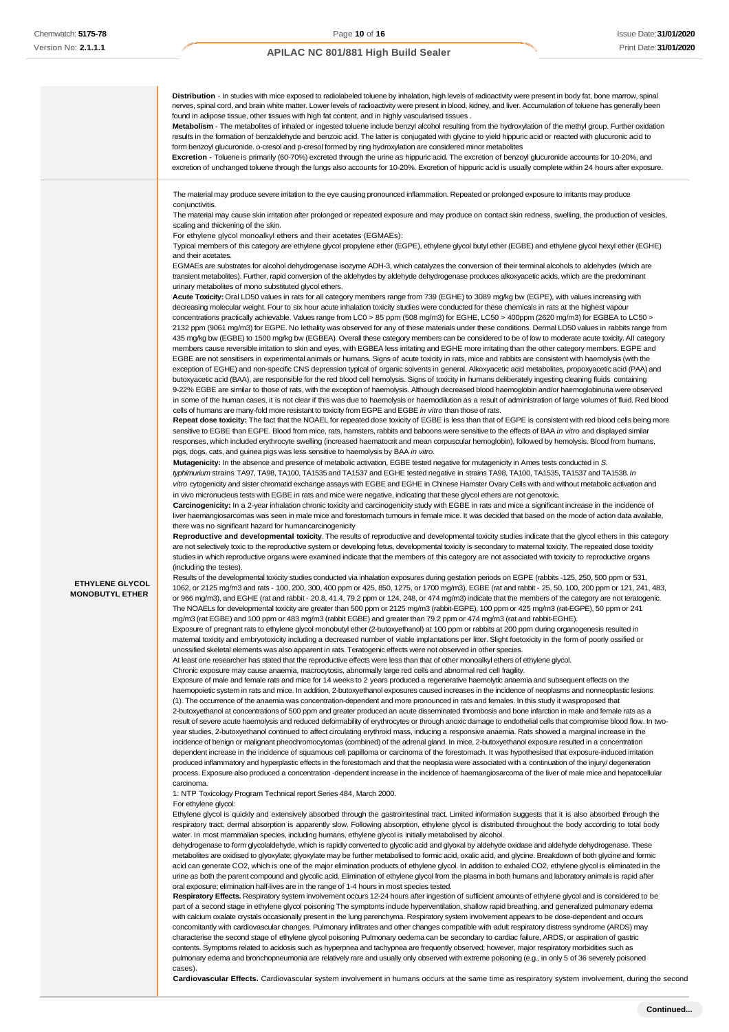| | |
|---|---|
| | **Distribution** - In studies with mice exposed to radiolabeled toluene by inhalation, high levels of radioactivity were present in body fat, bone marrow, spinal nerves, spinal cord, and brain white matter. Lower levels of radioactivity were present in blood, kidney, and liver. Accumulation of toluene has generally been found in adipose tissue, other tissues with high fat content, and in highly vascularised tissues .<br>**Metabolism** - The metabolites of inhaled or ingested toluene include benzyl alcohol resulting from the hydroxylation of the methyl group. Further oxidation results in the formation of benzaldehyde and benzoic acid. The latter is conjugated with glycine to yield hippuric acid or reacted with glucuronic acid to form benzoyl glucuronide. o-cresol and p-cresol formed by ring hydroxylation are considered minor metabolites<br>**Excretion -** Toluene is primarily (60-70%) excreted through the urine as hippuric acid. The excretion of benzoyl glucuronide accounts for 10-20%, and excretion of unchanged toluene through the lungs also accounts for 10-20%. Excretion of hippuric acid is usually complete within 24 hours after exposure. |
| **ETHYLENE GLYCOL MONOBUTYL ETHER** | The material may produce severe irritation to the eye causing pronounced inflammation. Repeated or prolonged exposure to irritants may produce conjunctivitis.<br>The material may cause skin irritation after prolonged or repeated exposure and may produce on contact skin redness, swelling, the production of vesicles, scaling and thickening of the skin.<br>For ethylene glycol monoalkyl ethers and their acetates (EGMAEs):<br>Typical members of this category are ethylene glycol propylene ether (EGPE), ethylene glycol butyl ether (EGBE) and ethylene glycol hexyl ether (EGHE) and their acetates.<br>EGMAEs are substrates for alcohol dehydrogenase isozyme ADH-3, which catalyzes the conversion of their terminal alcohols to aldehydes (which are transient metabolites). Further, rapid conversion of the aldehydes by aldehyde dehydrogenase produces alkoxyacetic acids, which are the predominant urinary metabolites of mono substituted glycol ethers.<br>**Acute Toxicity:** Oral LD50 values in rats for all category members range from 739 (EGHE) to 3089 mg/kg bw (EGPE), with values increasing with decreasing molecular weight. Four to six hour acute inhalation toxicity studies were conducted for these chemicals in rats at the highest vapour concentrations practically achievable. Values range from LC0 > 85 ppm (508 mg/m3) for EGHE, LC50 > 400ppm (2620 mg/m3) for EGBEA to LC50 > 2132 ppm (9061 mg/m3) for EGPE. No lethality was observed for any of these materials under these conditions. Dermal LD50 values in rabbits range from 435 mg/kg bw (EGBE) to 1500 mg/kg bw (EGBEA). Overall these category members can be considered to be of low to moderate acute toxicity. All category members cause reversible irritation to skin and eyes, with EGBEA less irritating and EGHE more irritating than the other category members. EGPE and EGBE are not sensitisers in experimental animals or humans. Signs of acute toxicity in rats, mice and rabbits are consistent with haemolysis (with the exception of EGHE) and non-specific CNS depression typical of organic solvents in general. Alkoxyacetic acid metabolites, propoxyacetic acid (PAA) and butoxyacetic acid (BAA), are responsible for the red blood cell hemolysis. Signs of toxicity in humans deliberately ingesting cleaning fluids containing 9-22% EGBE are similar to those of rats, with the exception of haemolysis. Although decreased blood haemoglobin and/or haemoglobinuria were observed in some of the human cases, it is not clear if this was due to haemolysis or haemodilution as a result of administration of large volumes of fluid. Red blood cells of humans are many-fold more resistant to toxicity from EGPE and EGBE *in vitro* than those of rats.<br>**Repeat dose toxicity:** The fact that the NOAEL for repeated dose toxicity of EGBE is less than that of EGPE is consistent with red blood cells being more sensitive to EGBE than EGPE. Blood from mice, rats, hamsters, rabbits and baboons were sensitive to the effects of BAA *in vitro* and displayed similar responses, which included erythrocyte swelling (increased haematocrit and mean corpuscular hemoglobin), followed by hemolysis. Blood from humans, pigs, dogs, cats, and guinea pigs was less sensitive to haemolysis by BAA *in vitro*.<br>**Mutagenicity:** In the absence and presence of metabolic activation, EGBE tested negative for mutagenicity in Ames tests conducted in *S. typhimurium* strains TA97, TA98, TA100, TA1535 and TA1537 and EGHE tested negative in strains TA98, TA100, TA1535, TA1537 and TA1538. *In vitro* cytogenicity and sister chromatid exchange assays with EGBE and EGHE in Chinese Hamster Ovary Cells with and without metabolic activation and in vivo micronucleus tests with EGBE in rats and mice were negative, indicating that these glycol ethers are not genotoxic.<br>**Carcinogenicity:** In a 2-year inhalation chronic toxicity and carcinogenicity study with EGBE in rats and mice a significant increase in the incidence of liver haemangiosarcomas was seen in male mice and forestomach tumours in female mice. It was decided that based on the mode of action data available, there was no significant hazard for humancarcinogenicity<br>**Reproductive and developmental toxicity**. The results of reproductive and developmental toxicity studies indicate that the glycol ethers in this category are not selectively toxic to the reproductive system or developing fetus, developmental toxicity is secondary to maternal toxicity. The repeated dose toxicity studies in which reproductive organs were examined indicate that the members of this category are not associated with toxicity to reproductive organs (including the testes).<br>Results of the developmental toxicity studies conducted via inhalation exposures during gestation periods on EGPE (rabbits -125, 250, 500 ppm or 531, 1062, or 2125 mg/m3 and rats - 100, 200, 300, 400 ppm or 425, 850, 1275, or 1700 mg/m3), EGBE (rat and rabbit - 25, 50, 100, 200 ppm or 121, 241, 483, or 966 mg/m3), and EGHE (rat and rabbit - 20.8, 41.4, 79.2 ppm or 124, 248, or 474 mg/m3) indicate that the members of the category are not teratogenic. The NOAELs for developmental toxicity are greater than 500 ppm or 2125 mg/m3 (rabbit-EGPE), 100 ppm or 425 mg/m3 (rat-EGPE), 50 ppm or 241 mg/m3 (rat EGBE) and 100 ppm or 483 mg/m3 (rabbit EGBE) and greater than 79.2 ppm or 474 mg/m3 (rat and rabbit-EGHE).<br>Exposure of pregnant rats to ethylene glycol monobutyl ether (2-butoxyethanol) at 100 ppm or rabbits at 200 ppm during organogenesis resulted in maternal toxicity and embryotoxicity including a decreased number of viable implantations per litter. Slight foetoxicity in the form of poorly ossified or unossified skeletal elements was also apparent in rats. Teratogenic effects were not observed in other species.<br>At least one researcher has stated that the reproductive effects were less than that of other monoalkyl ethers of ethylene glycol.<br>Chronic exposure may cause anaemia, macrocytosis, abnormally large red cells and abnormal red cell fragility.<br>Exposure of male and female rats and mice for 14 weeks to 2 years produced a regenerative haemolytic anaemia and subsequent effects on the haemopoietic system in rats and mice. In addition, 2-butoxyethanol exposures caused increases in the incidence of neoplasms and nonneoplastic lesions (1). The occurrence of the anaemia was concentration-dependent and more pronounced in rats and females. In this study it wasproposed that 2-butoxyethanol at concentrations of 500 ppm and greater produced an acute disseminated thrombosis and bone infarction in male and female rats as a result of severe acute haemolysis and reduced deformability of erythrocytes or through anoxic damage to endothelial cells that compromise blood flow. In two-year studies, 2-butoxyethanol continued to affect circulating erythroid mass, inducing a responsive anaemia. Rats showed a marginal increase in the incidence of benign or malignant pheochromocytomas (combined) of the adrenal gland. In mice, 2-butoxyethanol exposure resulted in a concentration dependent increase in the incidence of squamous cell papilloma or carcinoma of the forestomach. It was hypothesised that exposure-induced irritation produced inflammatory and hyperplastic effects in the forestomach and that the neoplasia were associated with a continuation of the injury/ degeneration process. Exposure also produced a concentration -dependent increase in the incidence of haemangiosarcoma of the liver of male mice and hepatocellular carcinoma.<br>1: NTP Toxicology Program Technical report Series 484, March 2000.<br>For ethylene glycol:<br>Ethylene glycol is quickly and extensively absorbed through the gastrointestinal tract. Limited information suggests that it is also absorbed through the respiratory tract; dermal absorption is apparently slow. Following absorption, ethylene glycol is distributed throughout the body according to total body water. In most mammalian species, including humans, ethylene glycol is initially metabolised by alcohol.<br>dehydrogenase to form glycolaldehyde, which is rapidly converted to glycolic acid and glyoxal by aldehyde oxidase and aldehyde dehydrogenase. These metabolites are oxidised to glyoxylate; glyoxylate may be further metabolised to formic acid, oxalic acid, and glycine. Breakdown of both glycine and formic acid can generate CO2, which is one of the major elimination products of ethylene glycol. In addition to exhaled CO2, ethylene glycol is eliminated in the urine as both the parent compound and glycolic acid. Elimination of ethylene glycol from the plasma in both humans and laboratory animals is rapid after oral exposure; elimination half-lives are in the range of 1-4 hours in most species tested.<br>**Respiratory Effects.** Respiratory system involvement occurs 12-24 hours after ingestion of sufficient amounts of ethylene glycol and is considered to be part of a second stage in ethylene glycol poisoning The symptoms include hyperventilation, shallow rapid breathing, and generalized pulmonary edema with calcium oxalate crystals occasionally present in the lung parenchyma. Respiratory system involvement appears to be dose-dependent and occurs concomitantly with cardiovascular changes. Pulmonary infiltrates and other changes compatible with adult respiratory distress syndrome (ARDS) may characterise the second stage of ethylene glycol poisoning Pulmonary oedema can be secondary to cardiac failure, ARDS, or aspiration of gastric contents. Symptoms related to acidosis such as hyperpnea and tachypnea are frequently observed; however, major respiratory morbidities such as pulmonary edema and bronchopneumonia are relatively rare and usually only observed with extreme poisoning (e.g., in only 5 of 36 severely poisoned cases).<br>**Cardiovascular Effects.** Cardiovascular system involvement in humans occurs at the same time as respiratory system involvement, during the second |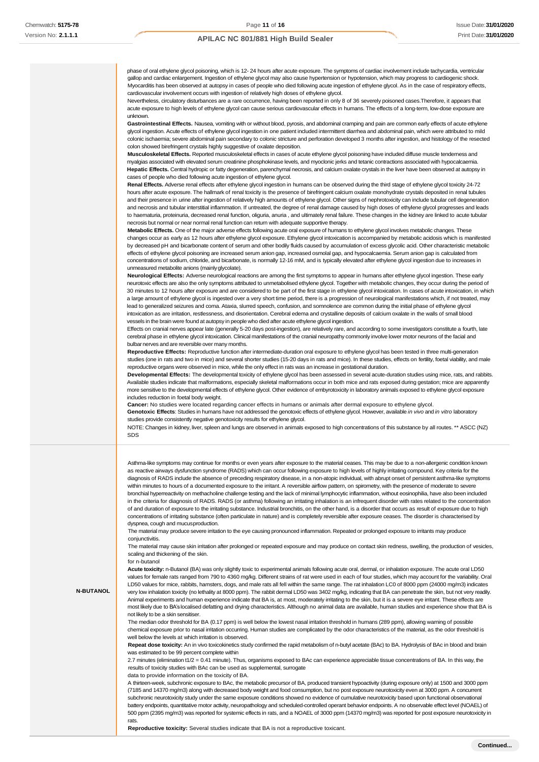| | |
|---|---|
| | phase of oral ethylene glycol poisoning, which is 12- 24 hours after acute exposure. The symptoms of cardiac involvement include tachycardia, ventricular gallop and cardiac enlargement. Ingestion of ethylene glycol may also cause hypertension or hypotension, which may progress to cardiogenic shock. Myocarditis has been observed at autopsy in cases of people who died following acute ingestion of ethylene glycol. As in the case of respiratory effects, cardiovascular involvement occurs with ingestion of relatively high doses of ethylene glycol.<br>Nevertheless, circulatory disturbances are a rare occurrence, having been reported in only 8 of 36 severely poisoned cases.Therefore, it appears that acute exposure to high levels of ethylene glycol can cause serious cardiovascular effects in humans. The effects of a long-term, low-dose exposure are unknown.<br>**Gastrointestinal Effects.** Nausea, vomiting with or without blood, pyrosis, and abdominal cramping and pain are common early effects of acute ethylene glycol ingestion. Acute effects of ethylene glycol ingestion in one patient included intermittent diarrhea and abdominal pain, which were attributed to mild colonic ischaemia; severe abdominal pain secondary to colonic stricture and perforation developed 3 months after ingestion, and histology of the resected colon showed birefringent crystals highly suggestive of oxalate deposition.<br>**Musculoskeletal Effects.** Reported musculoskeletal effects in cases of acute ethylene glycol poisoning have included diffuse muscle tenderness and myalgias associated with elevated serum creatinine phosphokinase levels, and myoclonic jerks and tetanic contractions associated with hypocalcaemia.<br>**Hepatic Effects.** Central hydropic or fatty degeneration, parenchymal necrosis, and calcium oxalate crystals in the liver have been observed at autopsy in cases of people who died following acute ingestion of ethylene glycol.<br>**Renal Effects.** Adverse renal effects after ethylene glycol ingestion in humans can be observed during the third stage of ethylene glycol toxicity 24-72 hours after acute exposure. The hallmark of renal toxicity is the presence of birefringent calcium oxalate monohydrate crystals deposited in renal tubules and their presence in urine after ingestion of relatively high amounts of ethylene glycol. Other signs of nephrotoxicity can include tubular cell degeneration and necrosis and tubular interstitial inflammation. If untreated, the degree of renal damage caused by high doses of ethylene glycol progresses and leads to haematuria, proteinuria, decreased renal function, oliguria, anuria , and ultimately renal failure. These changes in the kidney are linked to acute tubular necrosis but normal or near normal renal function can return with adequate supportive therapy.<br>**Metabolic Effects.** One of the major adverse effects following acute oral exposure of humans to ethylene glycol involves metabolic changes. These changes occur as early as 12 hours after ethylene glycol exposure. Ethylene glycol intoxication is accompanied by metabolic acidosis which is manifested by decreased pH and bicarbonate content of serum and other bodily fluids caused by accumulation of excess glycolic acid. Other characteristic metabolic effects of ethylene glycol poisoning are increased serum anion gap, increased osmolal gap, and hypocalcaemia. Serum anion gap is calculated from concentrations of sodium, chloride, and bicarbonate, is normally 12-16 mM, and is typically elevated after ethylene glycol ingestion due to increases in unmeasured metabolite anions (mainly glycolate).<br>**Neurological Effects:** Adverse neurological reactions are among the first symptoms to appear in humans after ethylene glycol ingestion. These early neurotoxic effects are also the only symptoms attributed to unmetabolised ethylene glycol. Together with metabolic changes, they occur during the period of 30 minutes to 12 hours after exposure and are considered to be part of the first stage in ethylene glycol intoxication. In cases of acute intoxication, in which a large amount of ethylene glycol is ingested over a very short time period, there is a progression of neurological manifestations which, if not treated, may lead to generalized seizures and coma. Ataxia, slurred speech, confusion, and somnolence are common during the initial phase of ethylene glycol intoxication as are irritation, restlessness, and disorientation. Cerebral edema and crystalline deposits of calcium oxalate in the walls of small blood vessels in the brain were found at autopsy in people who died after acute ethylene glycol ingestion.<br>Effects on cranial nerves appear late (generally 5-20 days post-ingestion), are relatively rare, and according to some investigators constitute a fourth, late cerebral phase in ethylene glycol intoxication. Clinical manifestations of the cranial neuropathy commonly involve lower motor neurons of the facial and bulbar nerves and are reversible over many months.<br>**Reproductive Effects:** Reproductive function after intermediate-duration oral exposure to ethylene glycol has been tested in three multi-generation studies (one in rats and two in mice) and several shorter studies (15-20 days in rats and mice). In these studies, effects on fertility, foetal viability, and male reproductive organs were observed in mice, while the only effect in rats was an increase in gestational duration.<br>**Developmental Effects:** The developmental toxicity of ethylene glycol has been assessed in several acute-duration studies using mice, rats, and rabbits. Available studies indicate that malformations, especially skeletal malformations occur in both mice and rats exposed during gestation; mice are apparently more sensitive to the developmental effects of ethylene glycol. Other evidence of embyrotoxicity in laboratory animals exposed to ethylene glycol exposure includes reduction in foetal body weight.<br>**Cancer:** No studies were located regarding cancer effects in humans or animals after dermal exposure to ethylene glycol.<br>**Genotoxic Effects**: Studies in humans have not addressed the genotoxic effects of ethylene glycol. However, available *in vivo* and *in vitro* laboratory studies provide consistently negative genotoxicity results for ethylene glycol.<br>NOTE: Changes in kidney, liver, spleen and lungs are observed in animals exposed to high concentrations of this substance by all routes. ** ASCC (NZ) SDS |
| **N-BUTANOL** | Asthma-like symptoms may continue for months or even years after exposure to the material ceases. This may be due to a non-allergenic condition known as reactive airways dysfunction syndrome (RADS) which can occur following exposure to high levels of highly irritating compound. Key criteria for the diagnosis of RADS include the absence of preceding respiratory disease, in a non-atopic individual, with abrupt onset of persistent asthma-like symptoms within minutes to hours of a documented exposure to the irritant. A reversible airflow pattern, on spirometry, with the presence of moderate to severe bronchial hyperreactivity on methacholine challenge testing and the lack of minimal lymphocytic inflammation, without eosinophilia, have also been included in the criteria for diagnosis of RADS. RADS (or asthma) following an irritating inhalation is an infrequent disorder with rates related to the concentration of and duration of exposure to the irritating substance. Industrial bronchitis, on the other hand, is a disorder that occurs as result of exposure due to high concentrations of irritating substance (often particulate in nature) and is completely reversible after exposure ceases. The disorder is characterised by dyspnea, cough and mucus production.<br>The material may produce severe irritation to the eye causing pronounced inflammation. Repeated or prolonged exposure to irritants may produce conjunctivitis.<br>The material may cause skin irritation after prolonged or repeated exposure and may produce on contact skin redness, swelling, the production of vesicles, scaling and thickening of the skin.<br>for n-butanol<br>**Acute toxicity:** n-Butanol (BA) was only slightly toxic to experimental animals following acute oral, dermal, or inhalation exposure. The acute oral LD50 values for female rats ranged from 790 to 4360 mg/kg. Different strains of rat were used in each of four studies, which may account for the variability. Oral LD50 values for mice, rabbits, hamsters, dogs, and male rats all fell within the same range. The rat inhalation LC0 of 8000 ppm (24000 mg/m3) indicates very low inhalation toxicity (no lethality at 8000 ppm). The rabbit dermal LD50 was 3402 mg/kg, indicating that BA can penetrate the skin, but not very readily. Animal experiments and human experience indicate that BA is, at most, moderately irritating to the skin, but it is a severe eye irritant. These effects are most likely due to BA's localised defatting and drying characteristics. Although no animal data are available, human studies and experience show that BA is not likely to be a skin sensitiser.<br>The median odor threshold for BA (0.17 ppm) is well below the lowest nasal irritation threshold in humans (289 ppm), allowing warning of possible chemical exposure prior to nasal irritation occurring. Human studies are complicated by the odor characteristics of the material, as the odor threshold is well below the levels at which irritation is observed.<br>**Repeat dose toxicity:** An in vivo toxicokinetics study confirmed the rapid metabolism of n-butyl acetate (BAc) to BA. Hydrolysis of BAc in blood and brain was estimated to be 99 percent complete within<br>2.7 minutes (elimination t1/2 = 0.41 minute). Thus, organisms exposed to BAc can experience appreciable tissue concentrations of BA. In this way, the results of toxicity studies with BAc can be used as supplemental, surrogate<br>data to provide information on the toxicity of BA.<br>A thirteen-week, subchronic exposure to BAc, the metabolic precursor of BA, produced transient hypoactivity (during exposure only) at 1500 and 3000 ppm (7185 and 14370 mg/m3) along with decreased body weight and food consumption, but no post exposure neurotoxicity even at 3000 ppm. A concurrent subchronic neurotoxicity study under the same exposure conditions showed no evidence of cumulative neurotoxicity based upon functional observational battery endpoints, quantitative motor activity, neuropathology and scheduled-controlled operant behavior endpoints. A no observable effect level (NOAEL) of 500 ppm (2395 mg/m3) was reported for systemic effects in rats, and a NOAEL of 3000 ppm (14370 mg/m3) was reported for post exposure neurotoxicity in rats.<br>**Reproductive toxicity:** Several studies indicate that BA is not a reproductive toxicant. |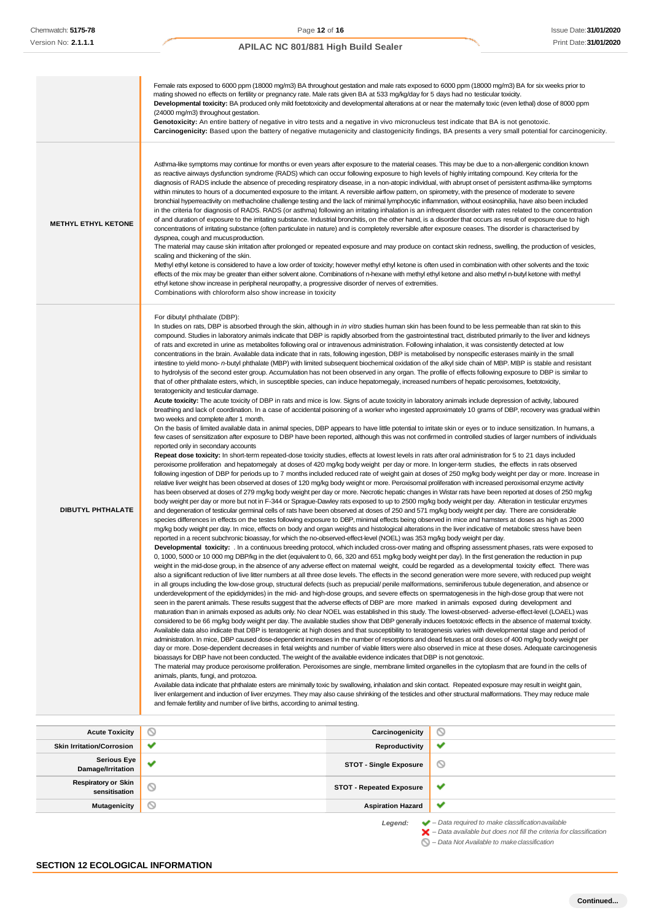| | |
|---|---|
| | Female rats exposed to 6000 ppm (18000 mg/m3) BA throughout gestation and male rats exposed to 6000 ppm (18000 mg/m3) BA for six weeks prior to mating showed no effects on fertility or pregnancy rate. Male rats given BA at 533 mg/kg/day for 5 days had no testicular toxicity.<br>**Developmental toxicity:** BA produced only mild foetotoxicity and developmental alterations at or near the maternally toxic (even lethal) dose of 8000 ppm (24000 mg/m3) throughout gestation.<br>**Genotoxicity:** An entire battery of negative in vitro tests and a negative in vivo micronucleus test indicate that BA is not genotoxic.<br>**Carcinogenicity:** Based upon the battery of negative mutagenicity and clastogenicity findings, BA presents a very small potential for carcinogenicity. |
| **METHYL ETHYL KETONE** | Asthma-like symptoms may continue for months or even years after exposure to the material ceases. This may be due to a non-allergenic condition known as reactive airways dysfunction syndrome (RADS) which can occur following exposure to high levels of highly irritating compound. Key criteria for the diagnosis of RADS include the absence of preceding respiratory disease, in a non-atopic individual, with abrupt onset of persistent asthma-like symptoms within minutes to hours of a documented exposure to the irritant. A reversible airflow pattern, on spirometry, with the presence of moderate to severe bronchial hyperreactivity on methacholine challenge testing and the lack of minimal lymphocytic inflammation, without eosinophilia, have also been included in the criteria for diagnosis of RADS. RADS (or asthma) following an irritating inhalation is an infrequent disorder with rates related to the concentration of and duration of exposure to the irritating substance. Industrial bronchitis, on the other hand, is a disorder that occurs as result of exposure due to high concentrations of irritating substance (often particulate in nature) and is completely reversible after exposure ceases. The disorder is characterised by dyspnea, cough and mucus production.<br>The material may cause skin irritation after prolonged or repeated exposure and may produce on contact skin redness, swelling, the production of vesicles, scaling and thickening of the skin.<br>Methyl ethyl ketone is considered to have a low order of toxicity; however methyl ethyl ketone is often used in combination with other solvents and the toxic effects of the mix may be greater than either solvent alone. Combinations of n-hexane with methyl ethyl ketone and also methyl n-butyl ketone with methyl ethyl ketone show increase in peripheral neuropathy, a progressive disorder of nerves of extremities.<br>Combinations with chloroform also show increase in toxicity |
| **DIBUTYL PHTHALATE** | For dibutyl phthalate (DBP):<br>In studies on rats, DBP is absorbed through the skin, although in *in vitro* studies human skin has been found to be less permeable than rat skin to this compound. Studies in laboratory animals indicate that DBP is rapidly absorbed from the gastrointestinal tract, distributed primarily to the liver and kidneys of rats and excreted in urine as metabolites following oral or intravenous administration. Following inhalation, it was consistently detected at low concentrations in the brain. Available data indicate that in rats, following ingestion, DBP is metabolised by nonspecific esterases mainly in the small intestine to yield mono- *n*-butyl phthalate (MBP) with limited subsequent biochemical oxidation of the alkyl side chain of MBP. MBP is stable and resistant to hydrolysis of the second ester group. Accumulation has not been observed in any organ. The profile of effects following exposure to DBP is similar to that of other phthalate esters, which, in susceptible species, can induce hepatomegaly, increased numbers of hepatic peroxisomes, foetotoxicity, teratogenicity and testicular damage.<br>**Acute toxicity:** The acute toxicity of DBP in rats and mice is low. Signs of acute toxicity in laboratory animals include depression of activity, laboured breathing and lack of coordination. In a case of accidental poisoning of a worker who ingested approximately 10 grams of DBP, recovery was gradual within two weeks and complete after 1 month.<br>On the basis of limited available data in animal species, DBP appears to have little potential to irritate skin or eyes or to induce sensitization. In humans, a few cases of sensitization after exposure to DBP have been reported, although this was not confirmed in controlled studies of larger numbers of individuals reported only in secondary accounts<br>**Repeat dose toxicity:** In short-term repeated-dose toxicity studies, effects at lowest levels in rats after oral administration for 5 to 21 days included peroxisome proliferation and hepatomegaly at doses of 420 mg/kg body weight per day or more. In longer-term studies, the effects in rats observed following ingestion of DBP for periods up to 7 months included reduced rate of weight gain at doses of 250 mg/kg body weight per day or more. Increase in relative liver weight has been observed at doses of 120 mg/kg body weight or more. Peroxisomal proliferation with increased peroxisomal enzyme activity has been observed at doses of 279 mg/kg body weight per day or more. Necrotic hepatic changes in Wistar rats have been reported at doses of 250 mg/kg body weight per day or more but not in F-344 or Sprague-Dawley rats exposed to up to 2500 mg/kg body weight per day. Alteration in testicular enzymes and degeneration of testicular germinal cells of rats have been observed at doses of 250 and 571 mg/kg body weight per day. There are considerable species differences in effects on the testes following exposure to DBP, minimal effects being observed in mice and hamsters at doses as high as 2000 mg/kg body weight per day. In mice, effects on body and organ weights and histological alterations in the liver indicative of metabolic stress have been reported in a recent subchronic bioassay, for which the no-observed-effect-level (NOEL) was 353 mg/kg body weight per day.<br>**Developmental toxicity:** . In a continuous breeding protocol, which included cross-over mating and offspring assessment phases, rats were exposed to 0, 1000, 5000 or 10 000 mg DBP/kg in the diet (equivalent to 0, 66, 320 and 651 mg/kg body weight per day). In the first generation the reduction in pup weight in the mid-dose group, in the absence of any adverse effect on maternal weight, could be regarded as a developmental toxicity effect. There was also a significant reduction of live litter numbers at all three dose levels. The effects in the second generation were more severe, with reduced pup weight in all groups including the low-dose group, structural defects (such as prepucial/ penile malformations, seminiferous tubule degeneration, and absence or underdevelopment of the epididymides) in the mid- and high-dose groups, and severe effects on spermatogenesis in the high-dose group that were not seen in the parent animals. These results suggest that the adverse effects of DBP are more marked in animals exposed during development and maturation than in animals exposed as adults only. No clear NOEL was established in this study. The lowest-observed- adverse-effect-level (LOAEL) was considered to be 66 mg/kg body weight per day. The available studies show that DBP generally induces foetotoxic effects in the absence of maternal toxicity. Available data also indicate that DBP is teratogenic at high doses and that susceptibility to teratogenesis varies with developmental stage and period of administration. In mice, DBP caused dose-dependent increases in the number of resorptions and dead fetuses at oral doses of 400 mg/kg body weight per day or more. Dose-dependent decreases in fetal weights and number of viable litters were also observed in mice at these doses. Adequate carcinogenesis bioassays for DBP have not been conducted. The weight of the available evidence indicates that DBP is not genotoxic.<br>The material may produce peroxisome proliferation. Peroxisomes are single, membrane limited organelles in the cytoplasm that are found in the cells of animals, plants, fungi, and protozoa.<br>Available data indicate that phthalate esters are minimally toxic by swallowing, inhalation and skin contact. Repeated exposure may result in weight gain, liver enlargement and induction of liver enzymes. They may also cause shrinking of the testicles and other structural malformations. They may reduce male and female fertility and number of live births, according to animal testing. |

| | | | |
|---|---|---|---|
| **Acute Toxicity** | ⃠ | **Carcinogenicity** | ⃠ |
| **Skin Irritation/Corrosion** | ✔ | **Reproductivity** | ✔ |
| **Serious Eye Damage/Irritation** | ✔ | **STOT - Single Exposure** | ⃠ |
| **Respiratory or Skin sensitisation** | ⃠ | **STOT - Repeated Exposure** | ✔ |
| **Mutagenicity** | ⃠ | **Aspiration Hazard** | ✔ |

*Legend:*
✔ – *Data required to make classification available*
✘ – *Data available but does not fill the criteria for classification*
⃠ – *Data Not Available to make classification*

## SECTION 12 ECOLOGICAL INFORMATION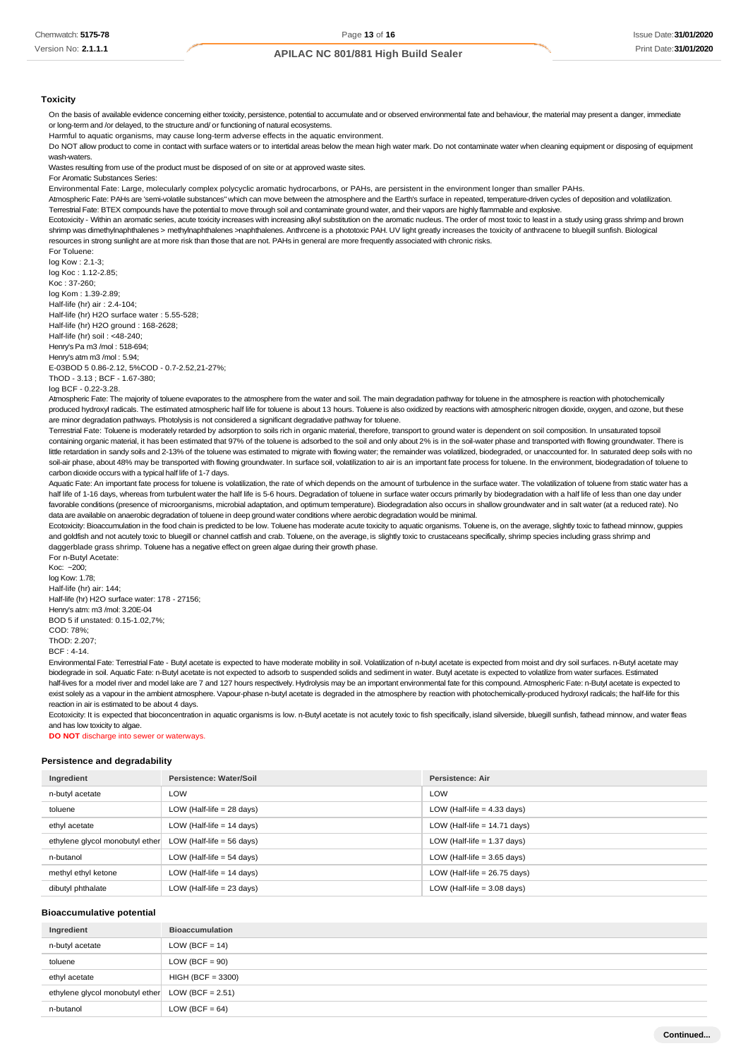### Toxicity

On the basis of available evidence concerning either toxicity, persistence, potential to accumulate and or observed environmental fate and behaviour, the material may present a danger, immediate or long-term and /or delayed, to the structure and/ or functioning of natural ecosystems.

Harmful to aquatic organisms, may cause long-term adverse effects in the aquatic environment.

Do NOT allow product to come in contact with surface waters or to intertidal areas below the mean high water mark. Do not contaminate water when cleaning equipment or disposing of equipment wash-waters.

Wastes resulting from use of the product must be disposed of on site or at approved waste sites.

For Aromatic Substances Series:

Environmental Fate: Large, molecularly complex polycyclic aromatic hydrocarbons, or PAHs, are persistent in the environment longer than smaller PAHs.

Atmospheric Fate: PAHs are 'semi-volatile substances" which can move between the atmosphere and the Earth's surface in repeated, temperature-driven cycles of deposition and volatilization.

Terrestrial Fate: BTEX compounds have the potential to move through soil and contaminate ground water, and their vapors are highly flammable and explosive.

Ecotoxicity - Within an aromatic series, acute toxicity increases with increasing alkyl substitution on the aromatic nucleus. The order of most toxic to least in a study using grass shrimp and brown shrimp was dimethylnaphthalenes > methylnaphthalenes >naphthalenes. Anthrcene is a phototoxic PAH. UV light greatly increases the toxicity of anthracene to bluegill sunfish. Biological resources in strong sunlight are at more risk than those that are not. PAHs in general are more frequently associated with chronic risks.

For Toluene:

log Kow : 2.1-3;
log Koc : 1.12-2.85;
Koc : 37-260;
log Kom : 1.39-2.89;
Half-life (hr) air : 2.4-104;
Half-life (hr) H2O surface water : 5.55-528;
Half-life (hr) H2O ground : 168-2628;
Half-life (hr) soil : <48-240;
Henry's Pa m3 /mol : 518-694;
Henry's atm m3 /mol : 5.94;
E-03BOD 5 0.86-2.12, 5%COD - 0.7-2.52,21-27%;
ThOD - 3.13 ; BCF - 1.67-380;
log BCF - 0.22-3.28.

Atmospheric Fate: The majority of toluene evaporates to the atmosphere from the water and soil. The main degradation pathway for toluene in the atmosphere is reaction with photochemically produced hydroxyl radicals. The estimated atmospheric half life for toluene is about 13 hours. Toluene is also oxidized by reactions with atmospheric nitrogen dioxide, oxygen, and ozone, but these are minor degradation pathways. Photolysis is not considered a significant degradative pathway for toluene.

Terrestrial Fate: Toluene is moderately retarded by adsorption to soils rich in organic material, therefore, transport to ground water is dependent on soil composition. In unsaturated topsoil containing organic material, it has been estimated that 97% of the toluene is adsorbed to the soil and only about 2% is in the soil-water phase and transported with flowing groundwater. There is little retardation in sandy soils and 2-13% of the toluene was estimated to migrate with flowing water; the remainder was volatilized, biodegraded, or unaccounted for. In saturated deep soils with no soil-air phase, about 48% may be transported with flowing groundwater. In surface soil, volatilization to air is an important fate process for toluene. In the environment, biodegradation of toluene to carbon dioxide occurs with a typical half life of 1-7 days.

Aquatic Fate: An important fate process for toluene is volatilization, the rate of which depends on the amount of turbulence in the surface water. The volatilization of toluene from static water has a half life of 1-16 days, whereas from turbulent water the half life is 5-6 hours. Degradation of toluene in surface water occurs primarily by biodegradation with a half life of less than one day under favorable conditions (presence of microorganisms, microbial adaptation, and optimum temperature). Biodegradation also occurs in shallow groundwater and in salt water (at a reduced rate). No data are available on anaerobic degradation of toluene in deep ground water conditions where aerobic degradation would be minimal.

Ecotoxicity: Bioaccumulation in the food chain is predicted to be low. Toluene has moderate acute toxicity to aquatic organisms. Toluene is, on the average, slightly toxic to fathead minnow, guppies and goldfish and not acutely toxic to bluegill or channel catfish and crab. Toluene, on the average, is slightly toxic to crustaceans specifically, shrimp species including grass shrimp and daggerblade grass shrimp. Toluene has a negative effect on green algae during their growth phase.

For n-Butyl Acetate:

Koc: ~200;
log Kow: 1.78;
Half-life (hr) air: 144;
Half-life (hr) H2O surface water: 178 - 27156;
Henry's atm: m3 /mol: 3.20E-04
BOD 5 if unstated: 0.15-1.02,7%;
COD: 78%;
ThOD: 2.207;
BCF : 4-14.

Environmental Fate: Terrestrial Fate - Butyl acetate is expected to have moderate mobility in soil. Volatilization of n-butyl acetate is expected from moist and dry soil surfaces. n-Butyl acetate may biodegrade in soil. Aquatic Fate: n-Butyl acetate is not expected to adsorb to suspended solids and sediment in water. Butyl acetate is expected to volatilize from water surfaces. Estimated half-lives for a model river and model lake are 7 and 127 hours respectively. Hydrolysis may be an important environmental fate for this compound. Atmospheric Fate: n-Butyl acetate is expected to exist solely as a vapour in the ambient atmosphere. Vapour-phase n-butyl acetate is degraded in the atmosphere by reaction with photochemically-produced hydroxyl radicals; the half-life for this reaction in air is estimated to be about 4 days.

Ecotoxicity: It is expected that bioconcentration in aquatic organisms is low. n-Butyl acetate is not acutely toxic to fish specifically, island silverside, bluegill sunfish, fathead minnow, and water fleas and has low toxicity to algae.

**DO NOT** discharge into sewer or waterways.

### Persistence and degradability

| Ingredient | Persistence: Water/Soil | Persistence: Air |
|---|---|---|
| n-butyl acetate | LOW | LOW |
| toluene | LOW (Half-life = 28 days) | LOW (Half-life = 4.33 days) |
| ethyl acetate | LOW (Half-life = 14 days) | LOW (Half-life = 14.71 days) |
| ethylene glycol monobutyl ether | LOW (Half-life = 56 days) | LOW (Half-life = 1.37 days) |
| n-butanol | LOW (Half-life = 54 days) | LOW (Half-life = 3.65 days) |
| methyl ethyl ketone | LOW (Half-life = 14 days) | LOW (Half-life = 26.75 days) |
| dibutyl phthalate | LOW (Half-life = 23 days) | LOW (Half-life = 3.08 days) |

### Bioaccumulative potential

| Ingredient | Bioaccumulation |
|---|---|
| n-butyl acetate | LOW (BCF = 14) |
| toluene | LOW (BCF = 90) |
| ethyl acetate | HIGH (BCF = 3300) |
| ethylene glycol monobutyl ether | LOW (BCF = 2.51) |
| n-butanol | LOW (BCF = 64) |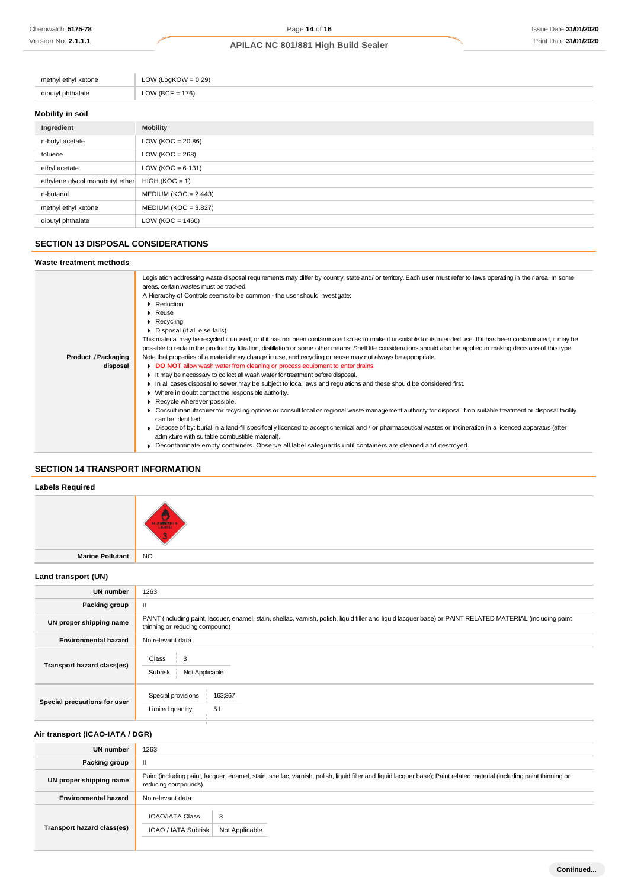| | |
|---|---|
| methyl ethyl ketone | LOW (LogKOW = 0.29) |
| dibutyl phthalate | LOW (BCF = 176) |

### Mobility in soil

| Ingredient | Mobility |
|---|---|
| n-butyl acetate | LOW (KOC = 20.86) |
| toluene | LOW (KOC = 268) |
| ethyl acetate | LOW (KOC = 6.131) |
| ethylene glycol monobutyl ether | HIGH (KOC = 1) |
| n-butanol | MEDIUM (KOC = 2.443) |
| methyl ethyl ketone | MEDIUM (KOC = 3.827) |
| dibutyl phthalate | LOW (KOC = 1460) |

## SECTION 13 DISPOSAL CONSIDERATIONS

### Waste treatment methods

| | |
|---|---|
| **Product / Packaging disposal** | Legislation addressing waste disposal requirements may differ by country, state and/ or territory. Each user must refer to laws operating in their area. In some areas, certain wastes must be tracked.<br>A Hierarchy of Controls seems to be common - the user should investigate:<br>▶ Reduction<br>▶ Reuse<br>▶ Recycling<br>▶ Disposal (if all else fails)<br>This material may be recycled if unused, or if it has not been contaminated so as to make it unsuitable for its intended use. If it has been contaminated, it may be possible to reclaim the product by filtration, distillation or some other means. Shelf life considerations should also be applied in making decisions of this type. Note that properties of a material may change in use, and recycling or reuse may not always be appropriate.<br>▶ **DO NOT** allow wash water from cleaning or process equipment to enter drains.<br>▶ It may be necessary to collect all wash water for treatment before disposal.<br>▶ In all cases disposal to sewer may be subject to local laws and regulations and these should be considered first.<br>▶ Where in doubt contact the responsible authority.<br>▶ Recycle wherever possible.<br>▶ Consult manufacturer for recycling options or consult local or regional waste management authority for disposal if no suitable treatment or disposal facility can be identified.<br>▶ Dispose of by: burial in a land-fill specifically licenced to accept chemical and / or pharmaceutical wastes or Incineration in a licenced apparatus (after admixture with suitable combustible material).<br>▶ Decontaminate empty containers. Observe all label safeguards until containers are cleaned and destroyed. |

## SECTION 14 TRANSPORT INFORMATION

### Labels Required

| | |
|---|---|
| | |
| **Marine Pollutant** | NO |

### Land transport (UN)

| | |
|---|---|
| **UN number** | 1263 |
| **Packing group** | II |
| **UN proper shipping name** | PAINT (including paint, lacquer, enamel, stain, shellac, varnish, polish, liquid filler and liquid lacquer base) or PAINT RELATED MATERIAL (including paint thinning or reducing compound) |
| **Environmental hazard** | No relevant data |
| **Transport hazard class(es)** | Class: 3<br>Subrisk: Not Applicable |
| **Special precautions for user** | Special provisions: 163;367<br>Limited quantity: 5 L |

### Air transport (ICAO-IATA / DGR)

| | |
|---|---|
| **UN number** | 1263 |
| **Packing group** | II |
| **UN proper shipping name** | Paint (including paint, lacquer, enamel, stain, shellac, varnish, polish, liquid filler and liquid lacquer base); Paint related material (including paint thinning or reducing compounds) |
| **Environmental hazard** | No relevant data |
| **Transport hazard class(es)** | ICAO/IATA Class: 3<br>ICAO / IATA Subrisk: Not Applicable |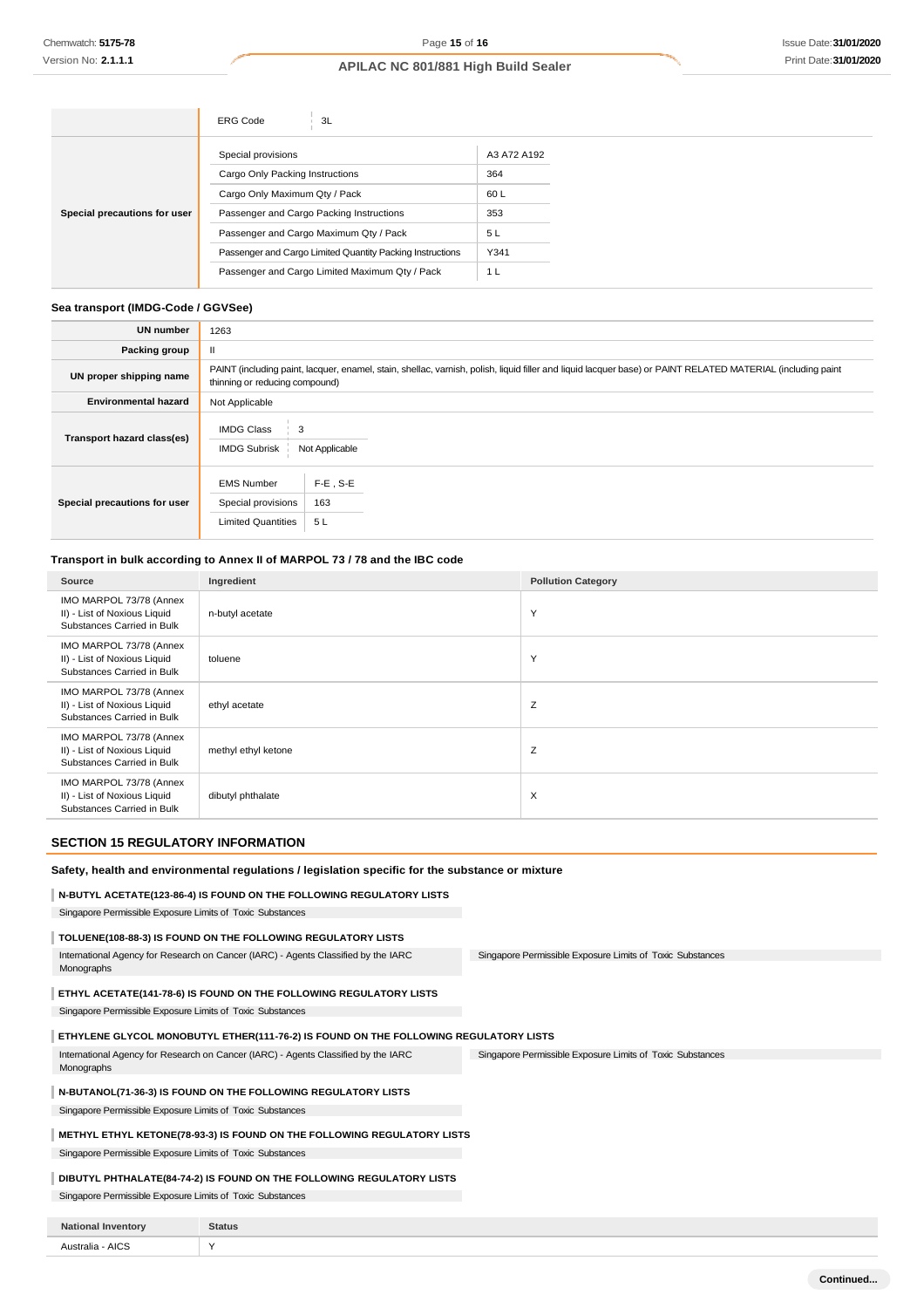| | | |
|---|---|---|
| | ERG Code | 3L |
| Special precautions for user | Special provisions | A3 A72 A192 |
| | Cargo Only Packing Instructions | 364 |
| | Cargo Only Maximum Qty / Pack | 60 L |
| | Passenger and Cargo Packing Instructions | 353 |
| | Passenger and Cargo Maximum Qty / Pack | 5 L |
| | Passenger and Cargo Limited Quantity Packing Instructions | Y341 |
| | Passenger and Cargo Limited Maximum Qty / Pack | 1 L |

### Sea transport (IMDG-Code / GGVSee)

| | |
|---|---|
| UN number | 1263 |
| Packing group | II |
| UN proper shipping name | PAINT (including paint, lacquer, enamel, stain, shellac, varnish, polish, liquid filler and liquid lacquer base) or PAINT RELATED MATERIAL (including paint thinning or reducing compound) |
| Environmental hazard | Not Applicable |
| Transport hazard class(es) | IMDG Class: 3<br>IMDG Subrisk: Not Applicable |
| Special precautions for user | EMS Number: F-E , S-E<br>Special provisions: 163<br>Limited Quantities: 5 L |

### Transport in bulk according to Annex II of MARPOL 73 / 78 and the IBC code

| Source | Ingredient | Pollution Category |
|---|---|---|
| IMO MARPOL 73/78 (Annex II) - List of Noxious Liquid Substances Carried in Bulk | n-butyl acetate | Y |
| IMO MARPOL 73/78 (Annex II) - List of Noxious Liquid Substances Carried in Bulk | toluene | Y |
| IMO MARPOL 73/78 (Annex II) - List of Noxious Liquid Substances Carried in Bulk | ethyl acetate | Z |
| IMO MARPOL 73/78 (Annex II) - List of Noxious Liquid Substances Carried in Bulk | methyl ethyl ketone | Z |
| IMO MARPOL 73/78 (Annex II) - List of Noxious Liquid Substances Carried in Bulk | dibutyl phthalate | X |

## SECTION 15 REGULATORY INFORMATION

### Safety, health and environmental regulations / legislation specific for the substance or mixture

**N-BUTYL ACETATE(123-86-4) IS FOUND ON THE FOLLOWING REGULATORY LISTS**

Singapore Permissible Exposure Limits of Toxic Substances

**TOLUENE(108-88-3) IS FOUND ON THE FOLLOWING REGULATORY LISTS**

International Agency for Research on Cancer (IARC) - Agents Classified by the IARC Monographs

Singapore Permissible Exposure Limits of Toxic Substances

**ETHYL ACETATE(141-78-6) IS FOUND ON THE FOLLOWING REGULATORY LISTS**

Singapore Permissible Exposure Limits of Toxic Substances

**ETHYLENE GLYCOL MONOBUTYL ETHER(111-76-2) IS FOUND ON THE FOLLOWING REGULATORY LISTS**

International Agency for Research on Cancer (IARC) - Agents Classified by the IARC Monographs

Singapore Permissible Exposure Limits of Toxic Substances

**N-BUTANOL(71-36-3) IS FOUND ON THE FOLLOWING REGULATORY LISTS**

Singapore Permissible Exposure Limits of Toxic Substances

**METHYL ETHYL KETONE(78-93-3) IS FOUND ON THE FOLLOWING REGULATORY LISTS**

Singapore Permissible Exposure Limits of Toxic Substances

**DIBUTYL PHTHALATE(84-74-2) IS FOUND ON THE FOLLOWING REGULATORY LISTS**

Singapore Permissible Exposure Limits of Toxic Substances

| National Inventory | Status |
|---|---|
| Australia - AICS | Y |

**Continued...**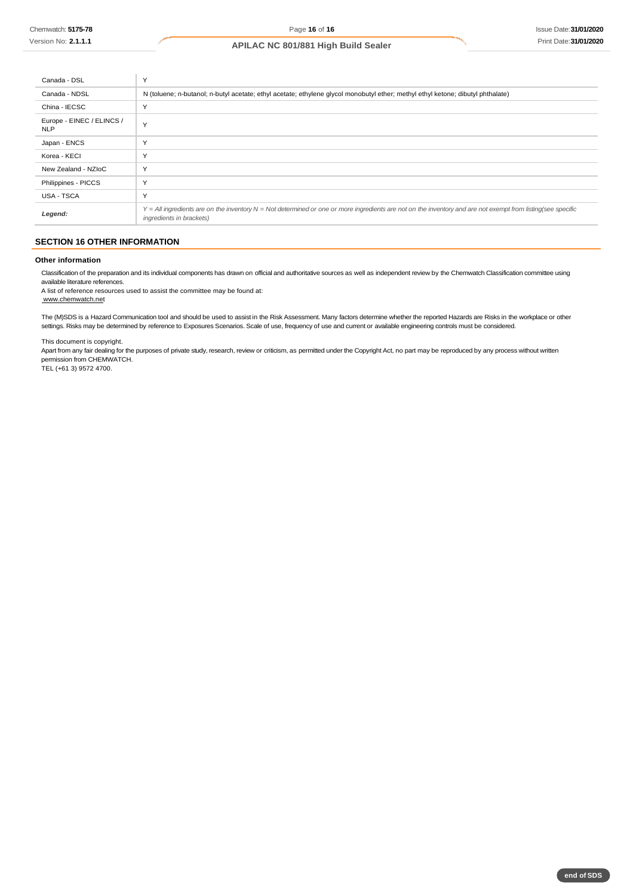| | |
|---|---|
| Canada - DSL | Y |
| Canada - NDSL | N (toluene; n-butanol; n-butyl acetate; ethyl acetate; ethylene glycol monobutyl ether; methyl ethyl ketone; dibutyl phthalate) |
| China - IECSC | Y |
| Europe - EINEC / ELINCS / NLP | Y |
| Japan - ENCS | Y |
| Korea - KECI | Y |
| New Zealand - NZIoC | Y |
| Philippines - PICCS | Y |
| USA - TSCA | Y |
| ***Legend:*** | *Y = All ingredients are on the inventory N = Not determined or one or more ingredients are not on the inventory and are not exempt from listing(see specific ingredients in brackets)* |

## SECTION 16 OTHER INFORMATION

### Other information

Classification of the preparation and its individual components has drawn on official and authoritative sources as well as independent review by the Chemwatch Classification committee using available literature references.
A list of reference resources used to assist the committee may be found at:
www.chemwatch.net

The (M)SDS is a Hazard Communication tool and should be used to assist in the Risk Assessment. Many factors determine whether the reported Hazards are Risks in the workplace or other settings. Risks may be determined by reference to Exposures Scenarios. Scale of use, frequency of use and current or available engineering controls must be considered.

This document is copyright.
Apart from any fair dealing for the purposes of private study, research, review or criticism, as permitted under the Copyright Act, no part may be reproduced by any process without written permission from CHEMWATCH.
TEL (+61 3) 9572 4700.

end of SDS